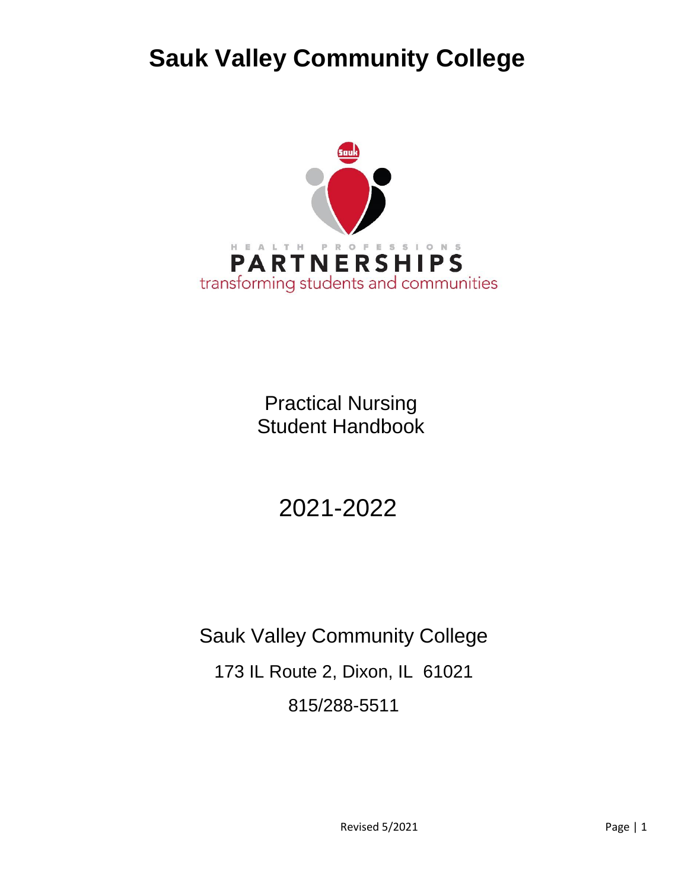# Sauk Valley Community College

HEALTH PROFESSIONS

PARTNERSHIPS

transforming students and communities

Practical Nursing
Student Handbook

2021-2022

Sauk Valley Community College

173 IL Route 2, Dixon, IL 61021

815/288-5511

Revised 5/2021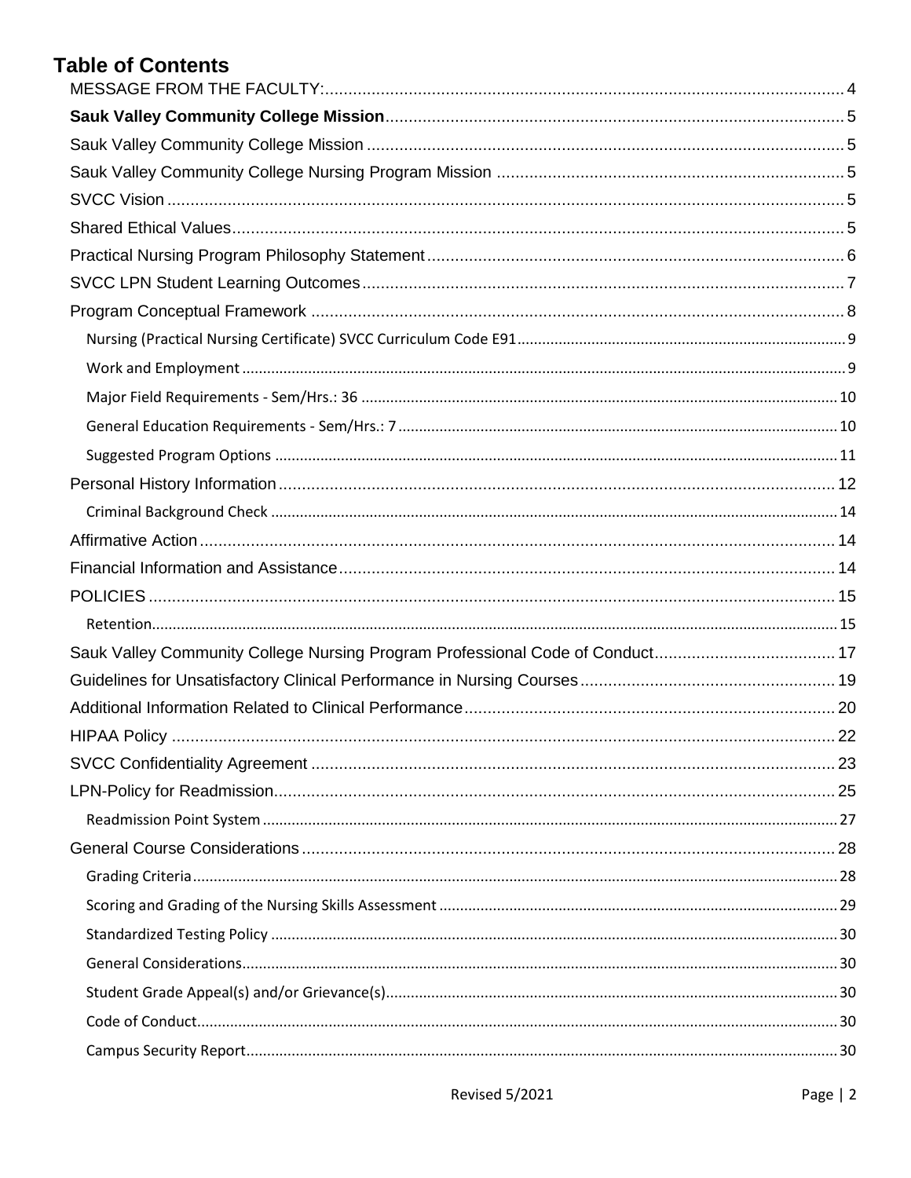# Table of Contents

MESSAGE FROM THE FACULTY: 4

**Sauk Valley Community College Mission** 5

Sauk Valley Community College Mission 5

Sauk Valley Community College Nursing Program Mission 5

SVCC Vision 5

Shared Ethical Values 5

Practical Nursing Program Philosophy Statement 6

SVCC LPN Student Learning Outcomes 7

Program Conceptual Framework 8

- Nursing (Practical Nursing Certificate) SVCC Curriculum Code E91 9
- Work and Employment 9
- Major Field Requirements - Sem/Hrs.: 36 10
- General Education Requirements - Sem/Hrs.: 7 10
- Suggested Program Options 11

Personal History Information 12

- Criminal Background Check 14

Affirmative Action 14

Financial Information and Assistance 14

POLICIES 15

- Retention 15

Sauk Valley Community College Nursing Program Professional Code of Conduct 17

Guidelines for Unsatisfactory Clinical Performance in Nursing Courses 19

Additional Information Related to Clinical Performance 20

HIPAA Policy 22

SVCC Confidentiality Agreement 23

LPN-Policy for Readmission 25

- Readmission Point System 27

General Course Considerations 28

- Grading Criteria 28
- Scoring and Grading of the Nursing Skills Assessment 29
- Standardized Testing Policy 30
- General Considerations 30
- Student Grade Appeal(s) and/or Grievance(s) 30
- Code of Conduct 30
- Campus Security Report 30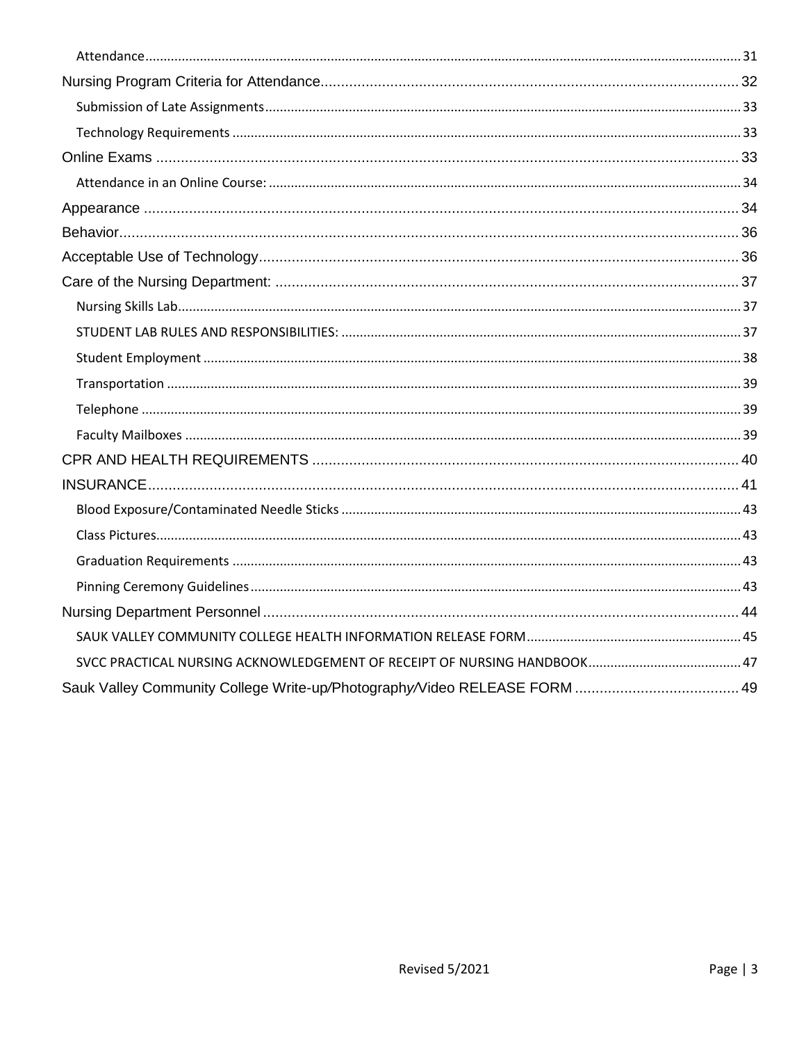- Attendance ........ 31
- Nursing Program Criteria for Attendance ........ 32
  - Submission of Late Assignments ........ 33
  - Technology Requirements ........ 33
- Online Exams ........ 33
  - Attendance in an Online Course: ........ 34
- Appearance ........ 34
- Behavior ........ 36
- Acceptable Use of Technology ........ 36
- Care of the Nursing Department: ........ 37
  - Nursing Skills Lab ........ 37
  - STUDENT LAB RULES AND RESPONSIBILITIES: ........ 37
  - Student Employment ........ 38
  - Transportation ........ 39
  - Telephone ........ 39
  - Faculty Mailboxes ........ 39
- CPR AND HEALTH REQUIREMENTS ........ 40
- INSURANCE ........ 41
  - Blood Exposure/Contaminated Needle Sticks ........ 43
  - Class Pictures ........ 43
  - Graduation Requirements ........ 43
  - Pinning Ceremony Guidelines ........ 43
- Nursing Department Personnel ........ 44
  - SAUK VALLEY COMMUNITY COLLEGE HEALTH INFORMATION RELEASE FORM ........ 45
  - SVCC PRACTICAL NURSING ACKNOWLEDGEMENT OF RECEIPT OF NURSING HANDBOOK ........ 47
- Sauk Valley Community College Write-up/Photography/Video RELEASE FORM ........ 49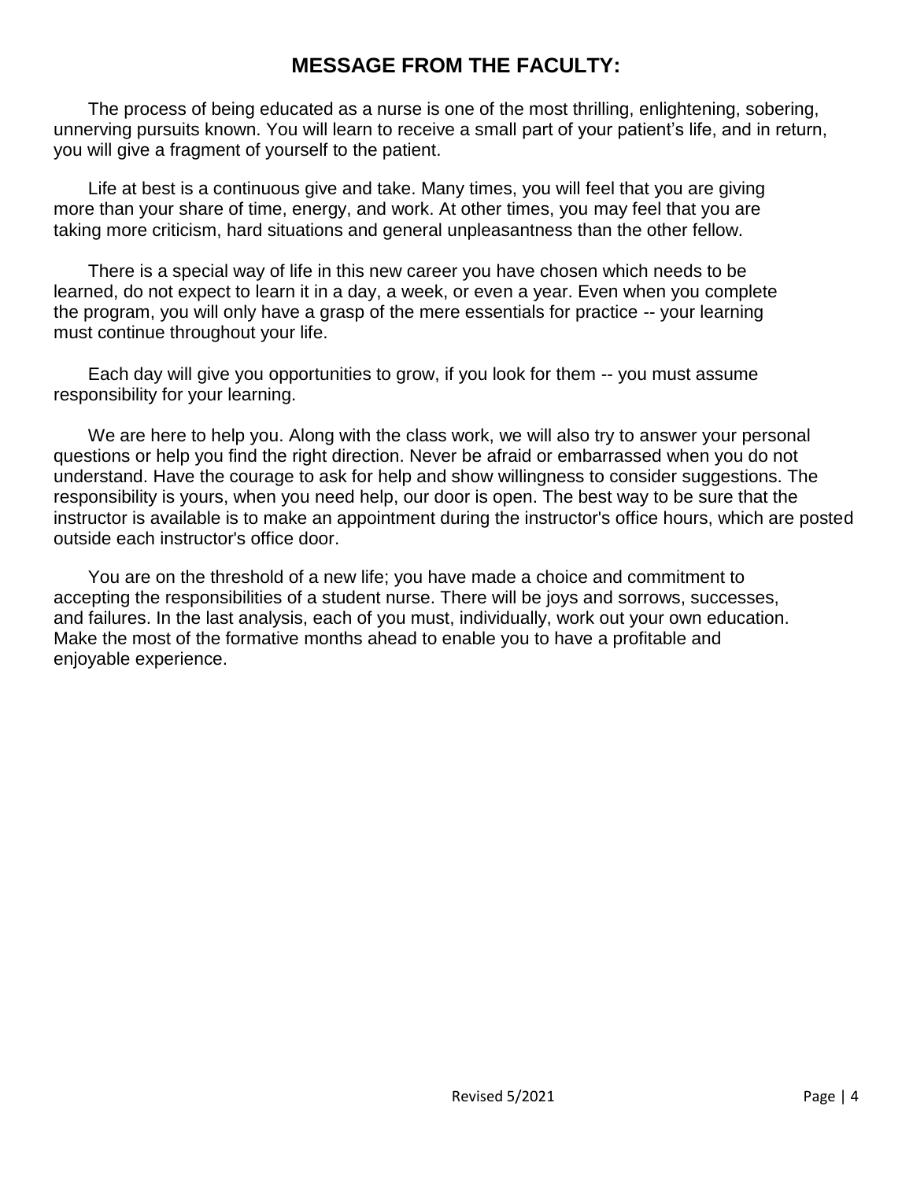# MESSAGE FROM THE FACULTY:

The process of being educated as a nurse is one of the most thrilling, enlightening, sobering, unnerving pursuits known. You will learn to receive a small part of your patient's life, and in return, you will give a fragment of yourself to the patient.

Life at best is a continuous give and take. Many times, you will feel that you are giving more than your share of time, energy, and work. At other times, you may feel that you are taking more criticism, hard situations and general unpleasantness than the other fellow.

There is a special way of life in this new career you have chosen which needs to be learned, do not expect to learn it in a day, a week, or even a year. Even when you complete the program, you will only have a grasp of the mere essentials for practice -- your learning must continue throughout your life.

Each day will give you opportunities to grow, if you look for them -- you must assume responsibility for your learning.

We are here to help you. Along with the class work, we will also try to answer your personal questions or help you find the right direction. Never be afraid or embarrassed when you do not understand. Have the courage to ask for help and show willingness to consider suggestions. The responsibility is yours, when you need help, our door is open. The best way to be sure that the instructor is available is to make an appointment during the instructor's office hours, which are posted outside each instructor's office door.

You are on the threshold of a new life; you have made a choice and commitment to accepting the responsibilities of a student nurse. There will be joys and sorrows, successes, and failures. In the last analysis, each of you must, individually, work out your own education. Make the most of the formative months ahead to enable you to have a profitable and enjoyable experience.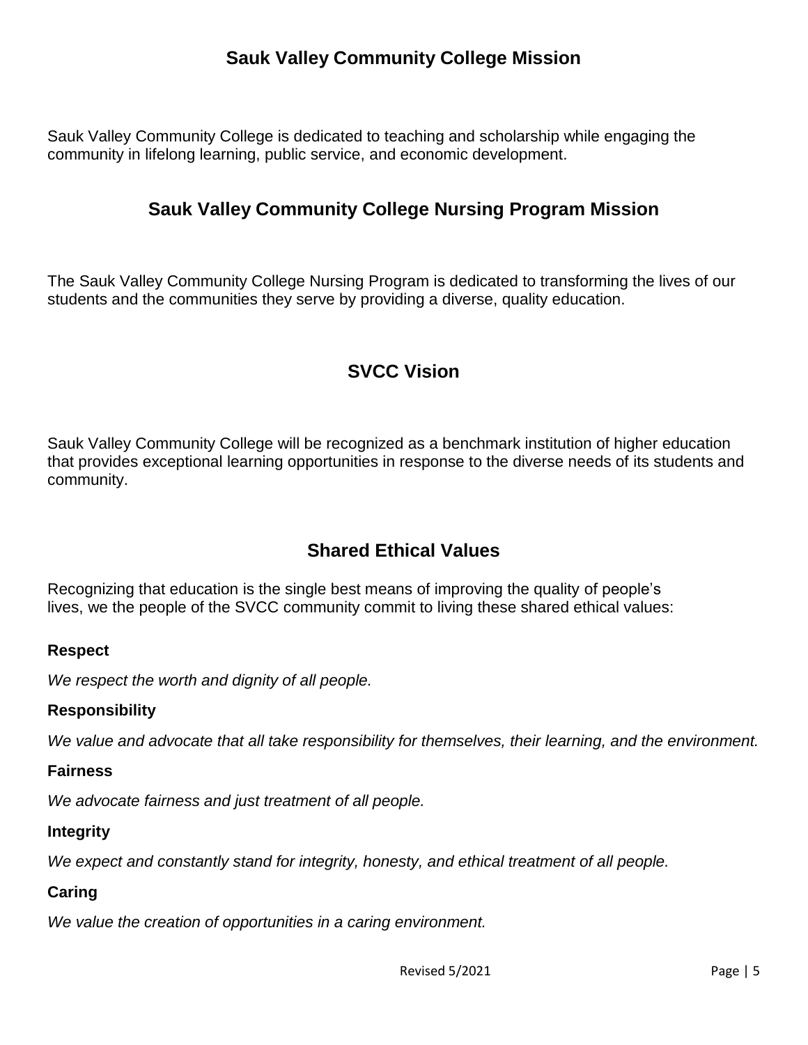## Sauk Valley Community College Mission

Sauk Valley Community College is dedicated to teaching and scholarship while engaging the community in lifelong learning, public service, and economic development.

## Sauk Valley Community College Nursing Program Mission

The Sauk Valley Community College Nursing Program is dedicated to transforming the lives of our students and the communities they serve by providing a diverse, quality education.

## SVCC Vision

Sauk Valley Community College will be recognized as a benchmark institution of higher education that provides exceptional learning opportunities in response to the diverse needs of its students and community.

## Shared Ethical Values

Recognizing that education is the single best means of improving the quality of people's lives, we the people of the SVCC community commit to living these shared ethical values:

**Respect**

*We respect the worth and dignity of all people.*

**Responsibility**

*We value and advocate that all take responsibility for themselves, their learning, and the environment.*

**Fairness**

*We advocate fairness and just treatment of all people.*

**Integrity**

*We expect and constantly stand for integrity, honesty, and ethical treatment of all people.*

**Caring**

*We value the creation of opportunities in a caring environment.*

Revised 5/2021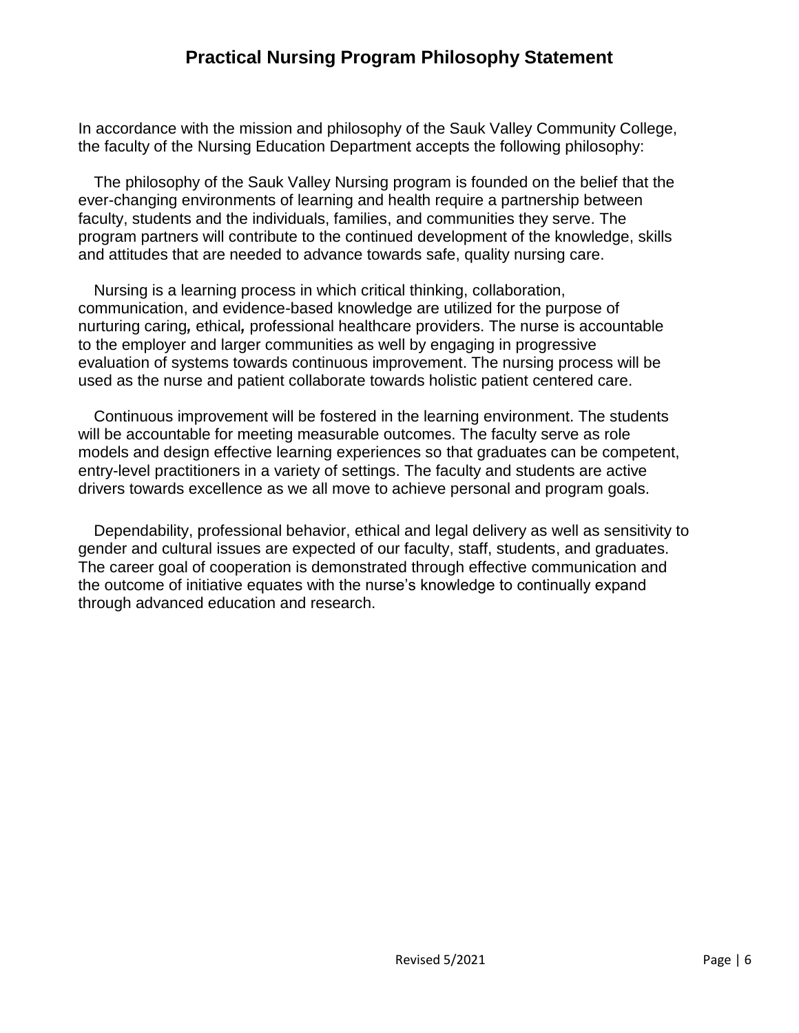# Practical Nursing Program Philosophy Statement

In accordance with the mission and philosophy of the Sauk Valley Community College, the faculty of the Nursing Education Department accepts the following philosophy:

The philosophy of the Sauk Valley Nursing program is founded on the belief that the ever-changing environments of learning and health require a partnership between faculty, students and the individuals, families, and communities they serve. The program partners will contribute to the continued development of the knowledge, skills and attitudes that are needed to advance towards safe, quality nursing care.

Nursing is a learning process in which critical thinking, collaboration, communication, and evidence-based knowledge are utilized for the purpose of nurturing caring, ethical, professional healthcare providers. The nurse is accountable to the employer and larger communities as well by engaging in progressive evaluation of systems towards continuous improvement. The nursing process will be used as the nurse and patient collaborate towards holistic patient centered care.

Continuous improvement will be fostered in the learning environment. The students will be accountable for meeting measurable outcomes. The faculty serve as role models and design effective learning experiences so that graduates can be competent, entry-level practitioners in a variety of settings. The faculty and students are active drivers towards excellence as we all move to achieve personal and program goals.

Dependability, professional behavior, ethical and legal delivery as well as sensitivity to gender and cultural issues are expected of our faculty, staff, students, and graduates. The career goal of cooperation is demonstrated through effective communication and the outcome of initiative equates with the nurse's knowledge to continually expand through advanced education and research.

Revised 5/2021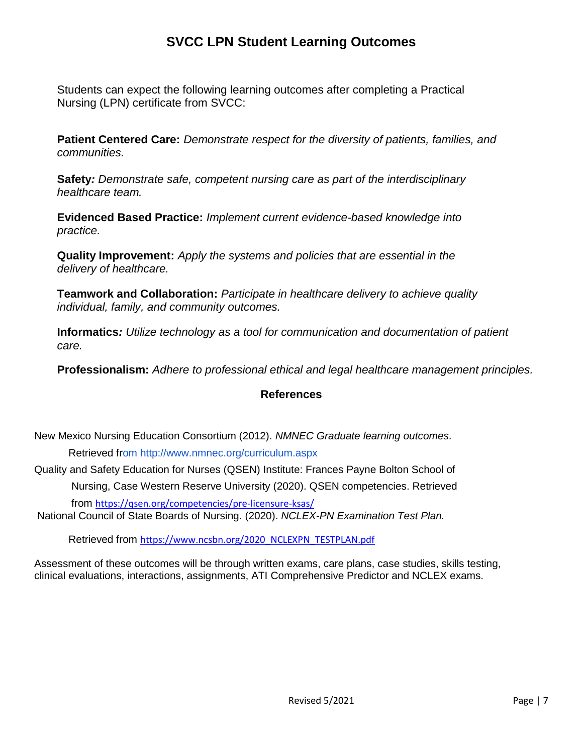# SVCC LPN Student Learning Outcomes

Students can expect the following learning outcomes after completing a Practical Nursing (LPN) certificate from SVCC:

**Patient Centered Care:** *Demonstrate respect for the diversity of patients, families, and communities.*

**Safety***:* *Demonstrate safe, competent nursing care as part of the interdisciplinary healthcare team.*

**Evidenced Based Practice:** *Implement current evidence-based knowledge into practice.*

**Quality Improvement:** *Apply the systems and policies that are essential in the delivery of healthcare.*

**Teamwork and Collaboration:** *Participate in healthcare delivery to achieve quality individual, family, and community outcomes.*

**Informatics***:* *Utilize technology as a tool for communication and documentation of patient care.*

**Professionalism:** *Adhere to professional ethical and legal healthcare management principles.*

## References

New Mexico Nursing Education Consortium (2012). *NMNEC Graduate learning outcomes*. Retrieved from http://www.nmnec.org/curriculum.aspx

Quality and Safety Education for Nurses (QSEN) Institute: Frances Payne Bolton School of Nursing, Case Western Reserve University (2020). QSEN competencies. Retrieved from https://qsen.org/competencies/pre-licensure-ksas/

National Council of State Boards of Nursing. (2020). *NCLEX-PN Examination Test Plan.* Retrieved from https://www.ncsbn.org/2020_NCLEXPN_TESTPLAN.pdf

Assessment of these outcomes will be through written exams, care plans, case studies, skills testing, clinical evaluations, interactions, assignments, ATI Comprehensive Predictor and NCLEX exams.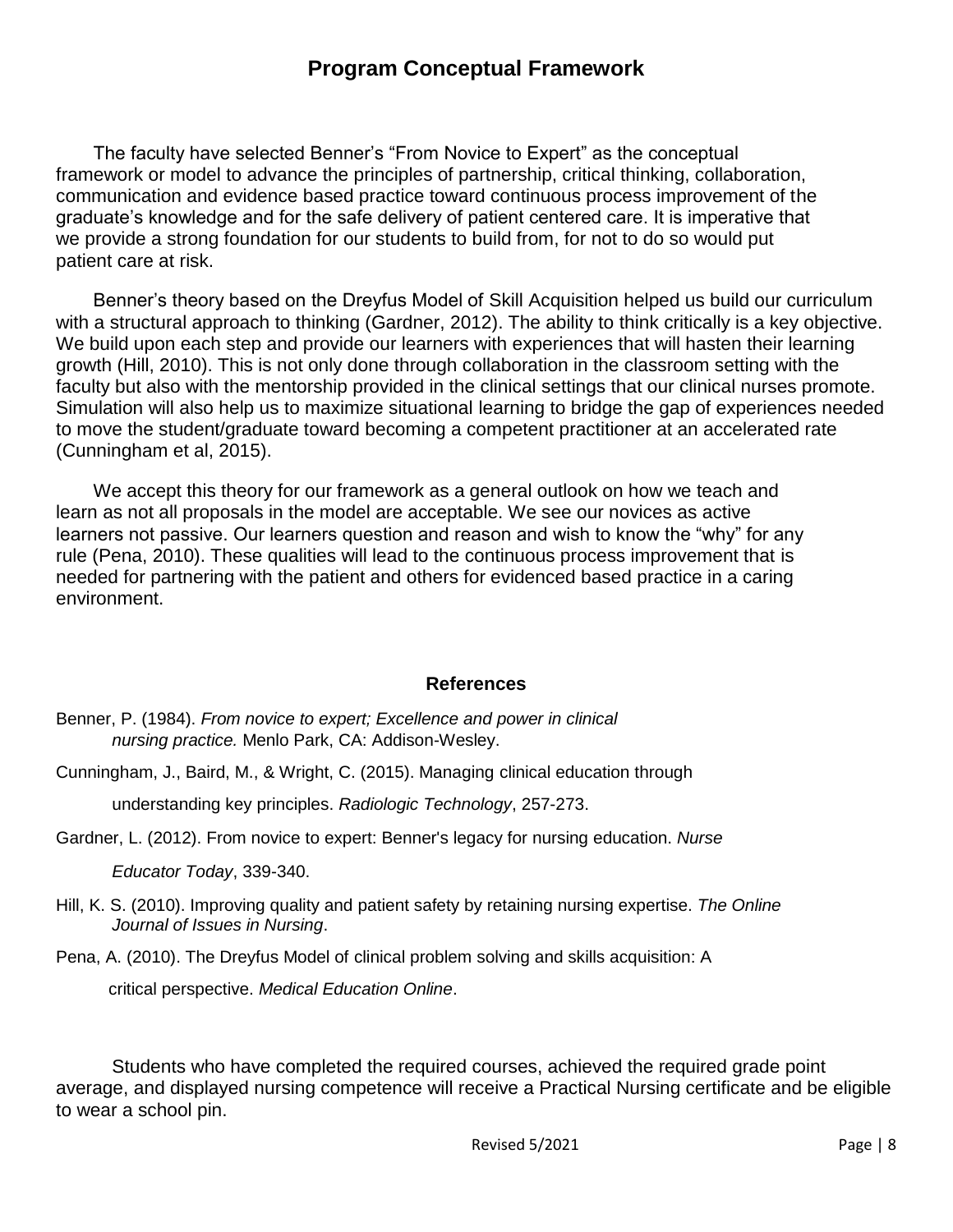# Program Conceptual Framework

The faculty have selected Benner's "From Novice to Expert" as the conceptual framework or model to advance the principles of partnership, critical thinking, collaboration, communication and evidence based practice toward continuous process improvement of the graduate's knowledge and for the safe delivery of patient centered care. It is imperative that we provide a strong foundation for our students to build from, for not to do so would put patient care at risk.

Benner's theory based on the Dreyfus Model of Skill Acquisition helped us build our curriculum with a structural approach to thinking (Gardner, 2012). The ability to think critically is a key objective. We build upon each step and provide our learners with experiences that will hasten their learning growth (Hill, 2010). This is not only done through collaboration in the classroom setting with the faculty but also with the mentorship provided in the clinical settings that our clinical nurses promote. Simulation will also help us to maximize situational learning to bridge the gap of experiences needed to move the student/graduate toward becoming a competent practitioner at an accelerated rate (Cunningham et al, 2015).

We accept this theory for our framework as a general outlook on how we teach and learn as not all proposals in the model are acceptable. We see our novices as active learners not passive. Our learners question and reason and wish to know the "why" for any rule (Pena, 2010). These qualities will lead to the continuous process improvement that is needed for partnering with the patient and others for evidenced based practice in a caring environment.

### References

Benner, P. (1984). *From novice to expert; Excellence and power in clinical nursing practice.* Menlo Park, CA: Addison-Wesley.

Cunningham, J., Baird, M., & Wright, C. (2015). Managing clinical education through understanding key principles. *Radiologic Technology*, 257-273.

Gardner, L. (2012). From novice to expert: Benner's legacy for nursing education. *Nurse Educator Today*, 339-340.

Hill, K. S. (2010). Improving quality and patient safety by retaining nursing expertise. *The Online Journal of Issues in Nursing*.

Pena, A. (2010). The Dreyfus Model of clinical problem solving and skills acquisition: A critical perspective. *Medical Education Online*.

Students who have completed the required courses, achieved the required grade point average, and displayed nursing competence will receive a Practical Nursing certificate and be eligible to wear a school pin.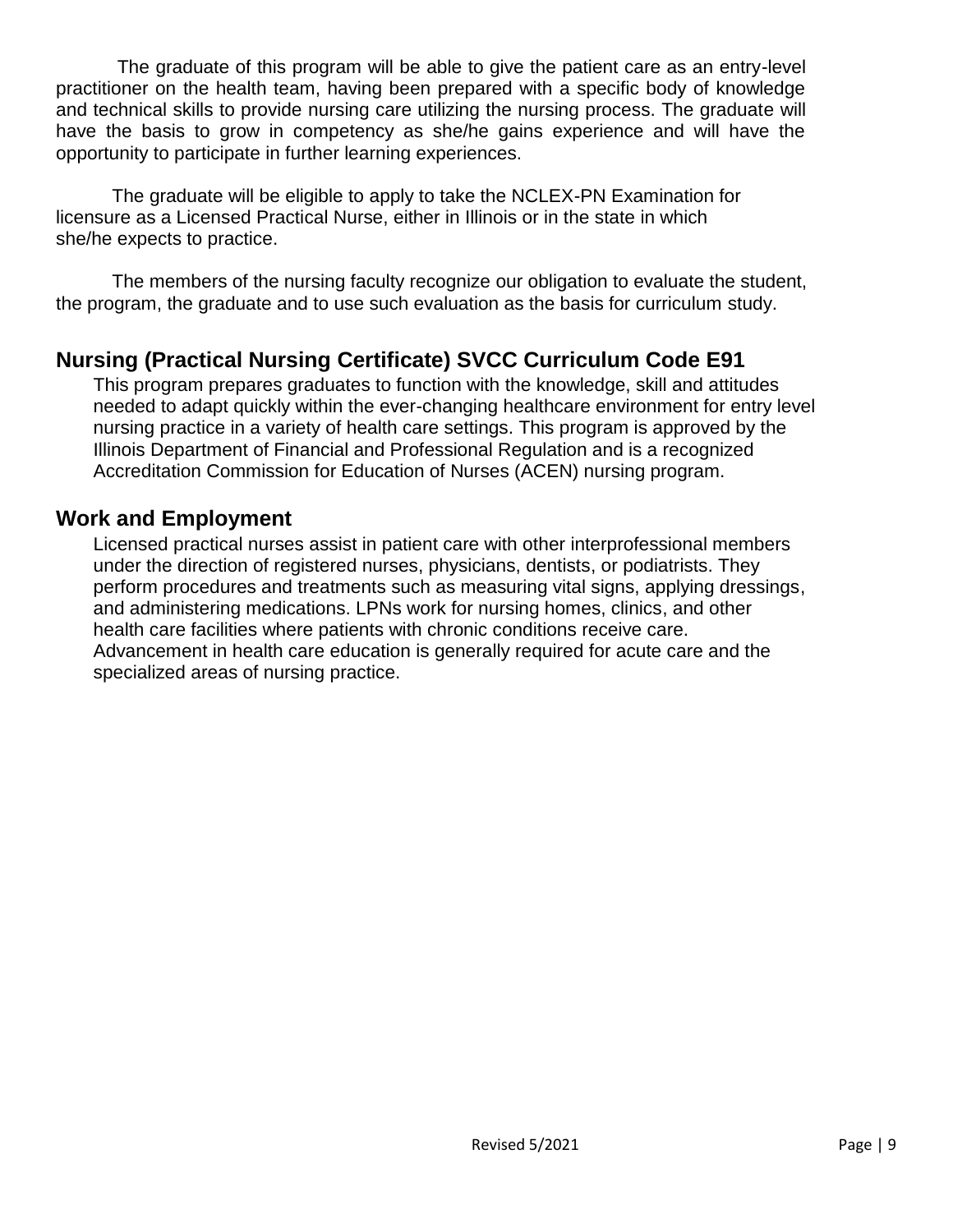The graduate of this program will be able to give the patient care as an entry-level practitioner on the health team, having been prepared with a specific body of knowledge and technical skills to provide nursing care utilizing the nursing process. The graduate will have the basis to grow in competency as she/he gains experience and will have the opportunity to participate in further learning experiences.

The graduate will be eligible to apply to take the NCLEX-PN Examination for licensure as a Licensed Practical Nurse, either in Illinois or in the state in which she/he expects to practice.

The members of the nursing faculty recognize our obligation to evaluate the student, the program, the graduate and to use such evaluation as the basis for curriculum study.

## Nursing (Practical Nursing Certificate) SVCC Curriculum Code E91

This program prepares graduates to function with the knowledge, skill and attitudes needed to adapt quickly within the ever-changing healthcare environment for entry level nursing practice in a variety of health care settings. This program is approved by the Illinois Department of Financial and Professional Regulation and is a recognized Accreditation Commission for Education of Nurses (ACEN) nursing program.

## Work and Employment

Licensed practical nurses assist in patient care with other interprofessional members under the direction of registered nurses, physicians, dentists, or podiatrists. They perform procedures and treatments such as measuring vital signs, applying dressings, and administering medications. LPNs work for nursing homes, clinics, and other health care facilities where patients with chronic conditions receive care. Advancement in health care education is generally required for acute care and the specialized areas of nursing practice.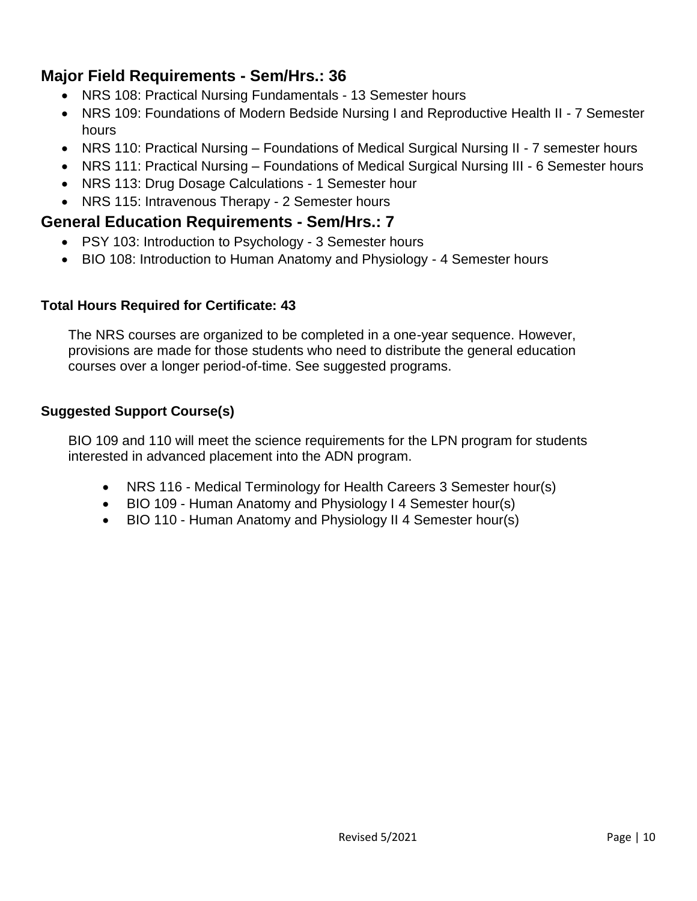## Major Field Requirements - Sem/Hrs.: 36

- NRS 108: Practical Nursing Fundamentals - 13 Semester hours
- NRS 109: Foundations of Modern Bedside Nursing I and Reproductive Health II - 7 Semester hours
- NRS 110: Practical Nursing – Foundations of Medical Surgical Nursing II - 7 semester hours
- NRS 111: Practical Nursing – Foundations of Medical Surgical Nursing III - 6 Semester hours
- NRS 113: Drug Dosage Calculations - 1 Semester hour
- NRS 115: Intravenous Therapy - 2 Semester hours

## General Education Requirements - Sem/Hrs.: 7

- PSY 103: Introduction to Psychology - 3 Semester hours
- BIO 108: Introduction to Human Anatomy and Physiology - 4 Semester hours

**Total Hours Required for Certificate: 43**

The NRS courses are organized to be completed in a one-year sequence. However, provisions are made for those students who need to distribute the general education courses over a longer period-of-time. See suggested programs.

**Suggested Support Course(s)**

BIO 109 and 110 will meet the science requirements for the LPN program for students interested in advanced placement into the ADN program.

- NRS 116 - Medical Terminology for Health Careers 3 Semester hour(s)
- BIO 109 - Human Anatomy and Physiology I 4 Semester hour(s)
- BIO 110 - Human Anatomy and Physiology II 4 Semester hour(s)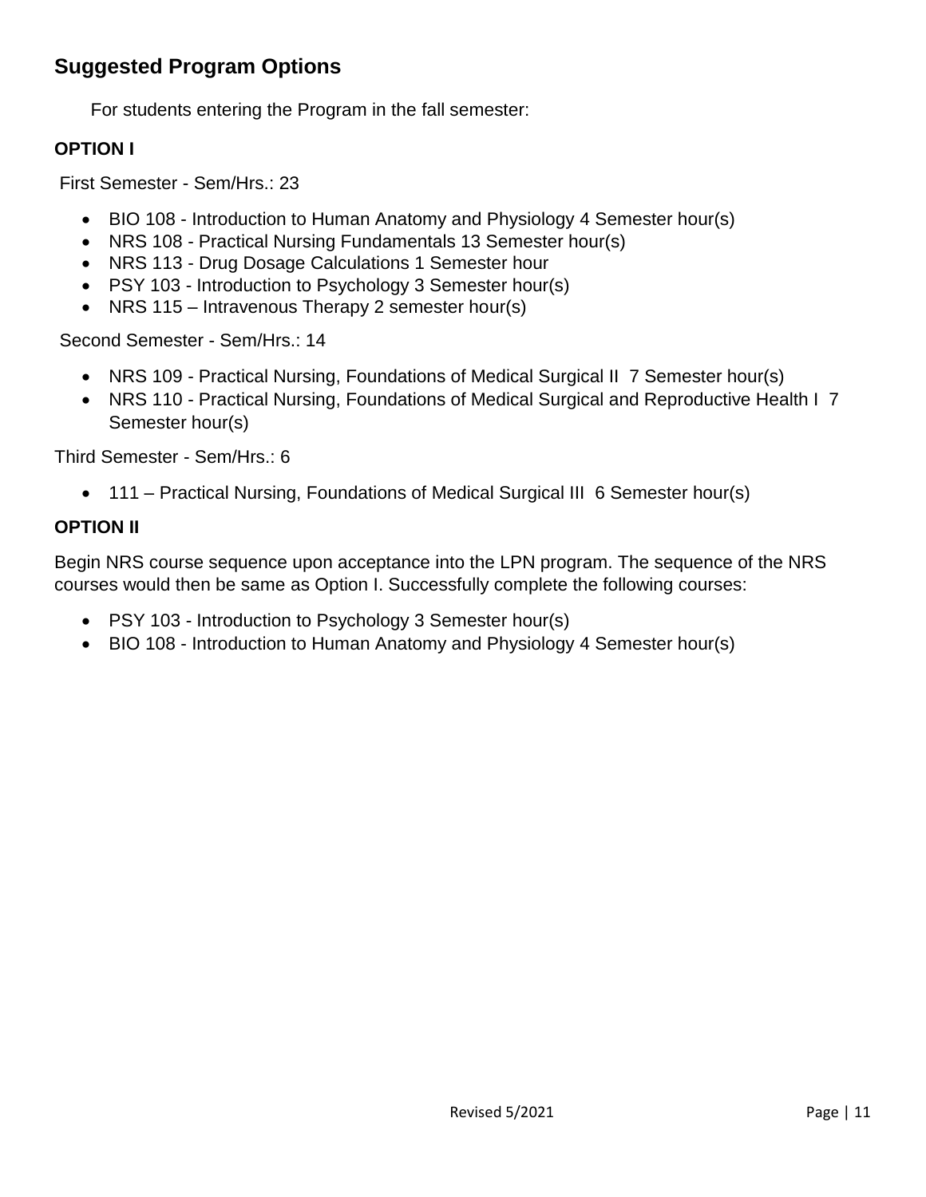## Suggested Program Options

For students entering the Program in the fall semester:

**OPTION I**

First Semester - Sem/Hrs.: 23

- BIO 108 - Introduction to Human Anatomy and Physiology 4 Semester hour(s)
- NRS 108 - Practical Nursing Fundamentals 13 Semester hour(s)
- NRS 113 - Drug Dosage Calculations 1 Semester hour
- PSY 103 - Introduction to Psychology 3 Semester hour(s)
- NRS 115 – Intravenous Therapy 2 semester hour(s)

Second Semester - Sem/Hrs.: 14

- NRS 109 - Practical Nursing, Foundations of Medical Surgical II 7 Semester hour(s)
- NRS 110 - Practical Nursing, Foundations of Medical Surgical and Reproductive Health I 7 Semester hour(s)

Third Semester - Sem/Hrs.: 6

- 111 – Practical Nursing, Foundations of Medical Surgical III 6 Semester hour(s)

**OPTION II**

Begin NRS course sequence upon acceptance into the LPN program. The sequence of the NRS courses would then be same as Option I. Successfully complete the following courses:

- PSY 103 - Introduction to Psychology 3 Semester hour(s)
- BIO 108 - Introduction to Human Anatomy and Physiology 4 Semester hour(s)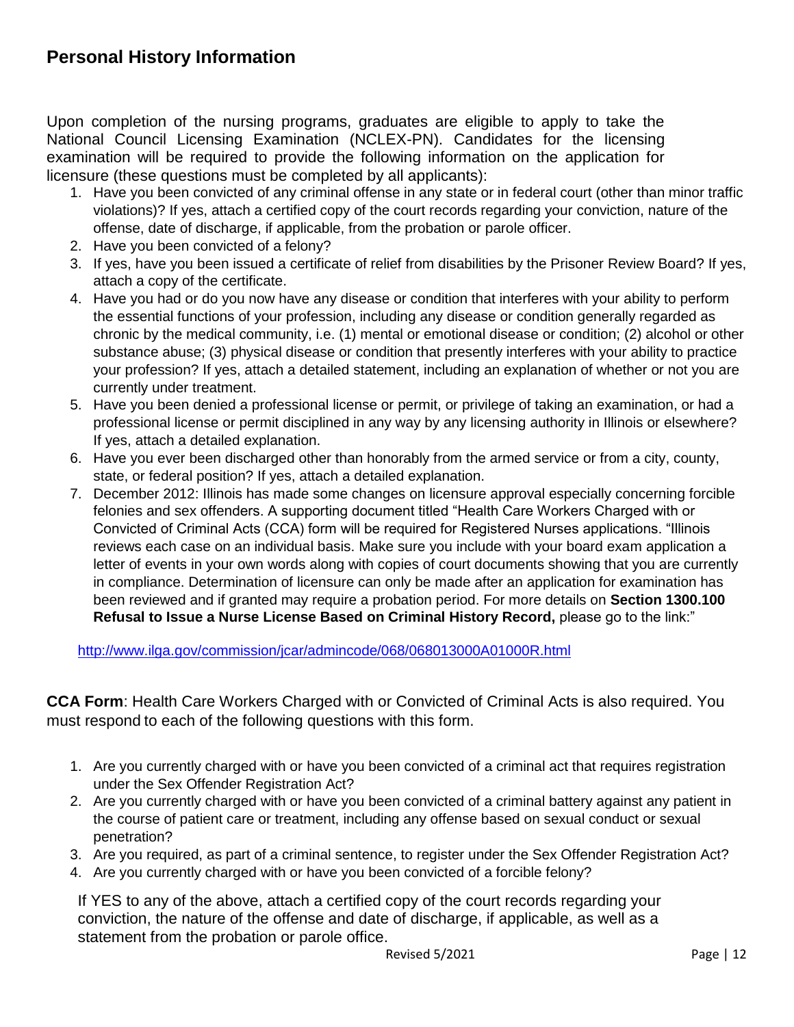## Personal History Information

Upon completion of the nursing programs, graduates are eligible to apply to take the National Council Licensing Examination (NCLEX-PN). Candidates for the licensing examination will be required to provide the following information on the application for licensure (these questions must be completed by all applicants):

1. Have you been convicted of any criminal offense in any state or in federal court (other than minor traffic violations)? If yes, attach a certified copy of the court records regarding your conviction, nature of the offense, date of discharge, if applicable, from the probation or parole officer.
2. Have you been convicted of a felony?
3. If yes, have you been issued a certificate of relief from disabilities by the Prisoner Review Board? If yes, attach a copy of the certificate.
4. Have you had or do you now have any disease or condition that interferes with your ability to perform the essential functions of your profession, including any disease or condition generally regarded as chronic by the medical community, i.e. (1) mental or emotional disease or condition; (2) alcohol or other substance abuse; (3) physical disease or condition that presently interferes with your ability to practice your profession? If yes, attach a detailed statement, including an explanation of whether or not you are currently under treatment.
5. Have you been denied a professional license or permit, or privilege of taking an examination, or had a professional license or permit disciplined in any way by any licensing authority in Illinois or elsewhere? If yes, attach a detailed explanation.
6. Have you ever been discharged other than honorably from the armed service or from a city, county, state, or federal position? If yes, attach a detailed explanation.
7. December 2012: Illinois has made some changes on licensure approval especially concerning forcible felonies and sex offenders. A supporting document titled "Health Care Workers Charged with or Convicted of Criminal Acts (CCA) form will be required for Registered Nurses applications. "Illinois reviews each case on an individual basis. Make sure you include with your board exam application a letter of events in your own words along with copies of court documents showing that you are currently in compliance. Determination of licensure can only be made after an application for examination has been reviewed and if granted may require a probation period. For more details on **Section 1300.100 Refusal to Issue a Nurse License Based on Criminal History Record,** please go to the link:"

   http://www.ilga.gov/commission/jcar/admincode/068/068013000A01000R.html

**CCA Form**: Health Care Workers Charged with or Convicted of Criminal Acts is also required. You must respond to each of the following questions with this form.

1. Are you currently charged with or have you been convicted of a criminal act that requires registration under the Sex Offender Registration Act?
2. Are you currently charged with or have you been convicted of a criminal battery against any patient in the course of patient care or treatment, including any offense based on sexual conduct or sexual penetration?
3. Are you required, as part of a criminal sentence, to register under the Sex Offender Registration Act?
4. Are you currently charged with or have you been convicted of a forcible felony?

If YES to any of the above, attach a certified copy of the court records regarding your conviction, the nature of the offense and date of discharge, if applicable, as well as a statement from the probation or parole office.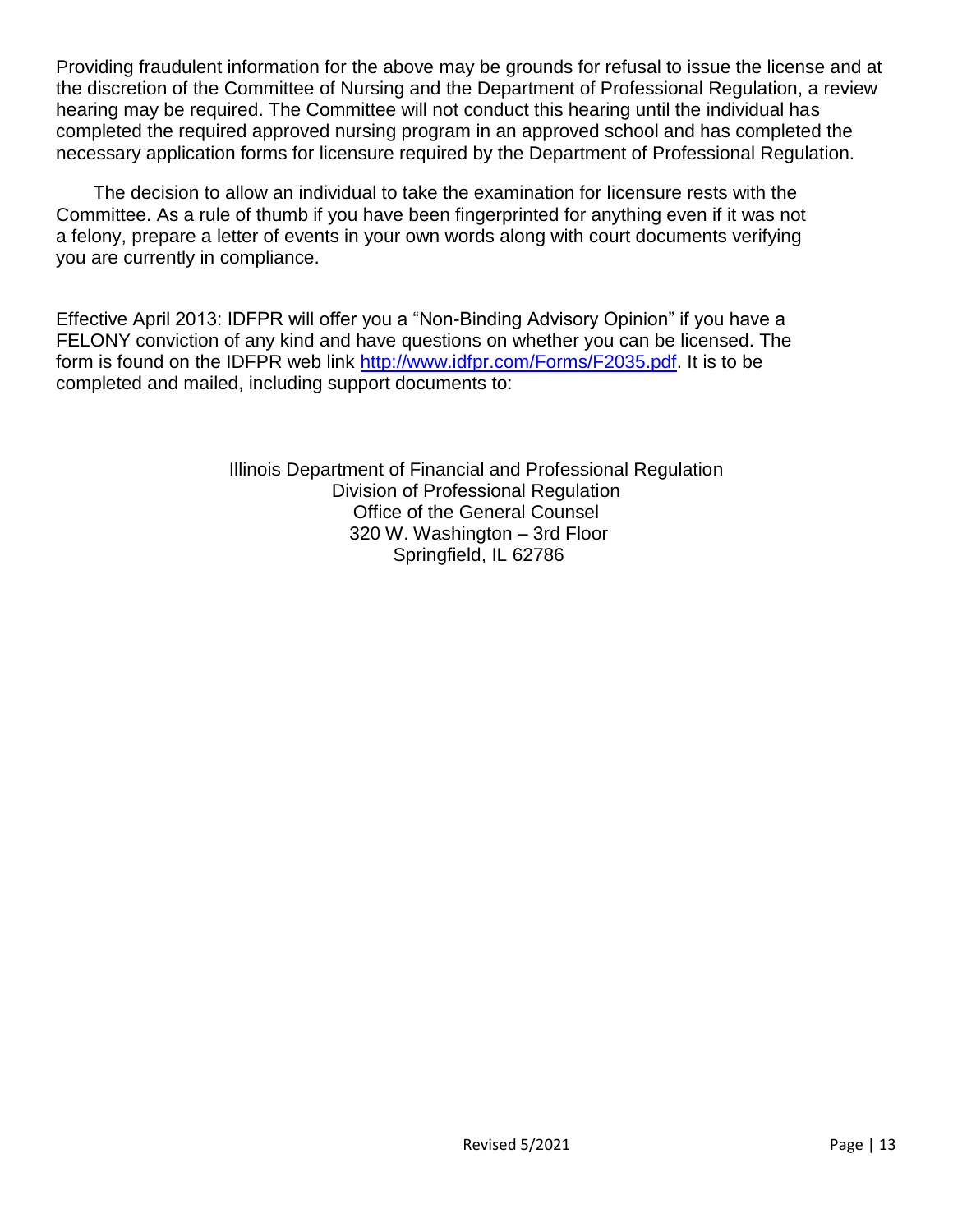Providing fraudulent information for the above may be grounds for refusal to issue the license and at the discretion of the Committee of Nursing and the Department of Professional Regulation, a review hearing may be required. The Committee will not conduct this hearing until the individual has completed the required approved nursing program in an approved school and has completed the necessary application forms for licensure required by the Department of Professional Regulation.

The decision to allow an individual to take the examination for licensure rests with the Committee. As a rule of thumb if you have been fingerprinted for anything even if it was not a felony, prepare a letter of events in your own words along with court documents verifying you are currently in compliance.

Effective April 2013: IDFPR will offer you a "Non-Binding Advisory Opinion" if you have a FELONY conviction of any kind and have questions on whether you can be licensed. The form is found on the IDFPR web link [http://www.idfpr.com/Forms/F2035.pdf](http://www.idfpr.com/Forms/F2035.pdf). It is to be completed and mailed, including support documents to:

Illinois Department of Financial and Professional Regulation
Division of Professional Regulation
Office of the General Counsel
320 W. Washington – 3rd Floor
Springfield, IL 62786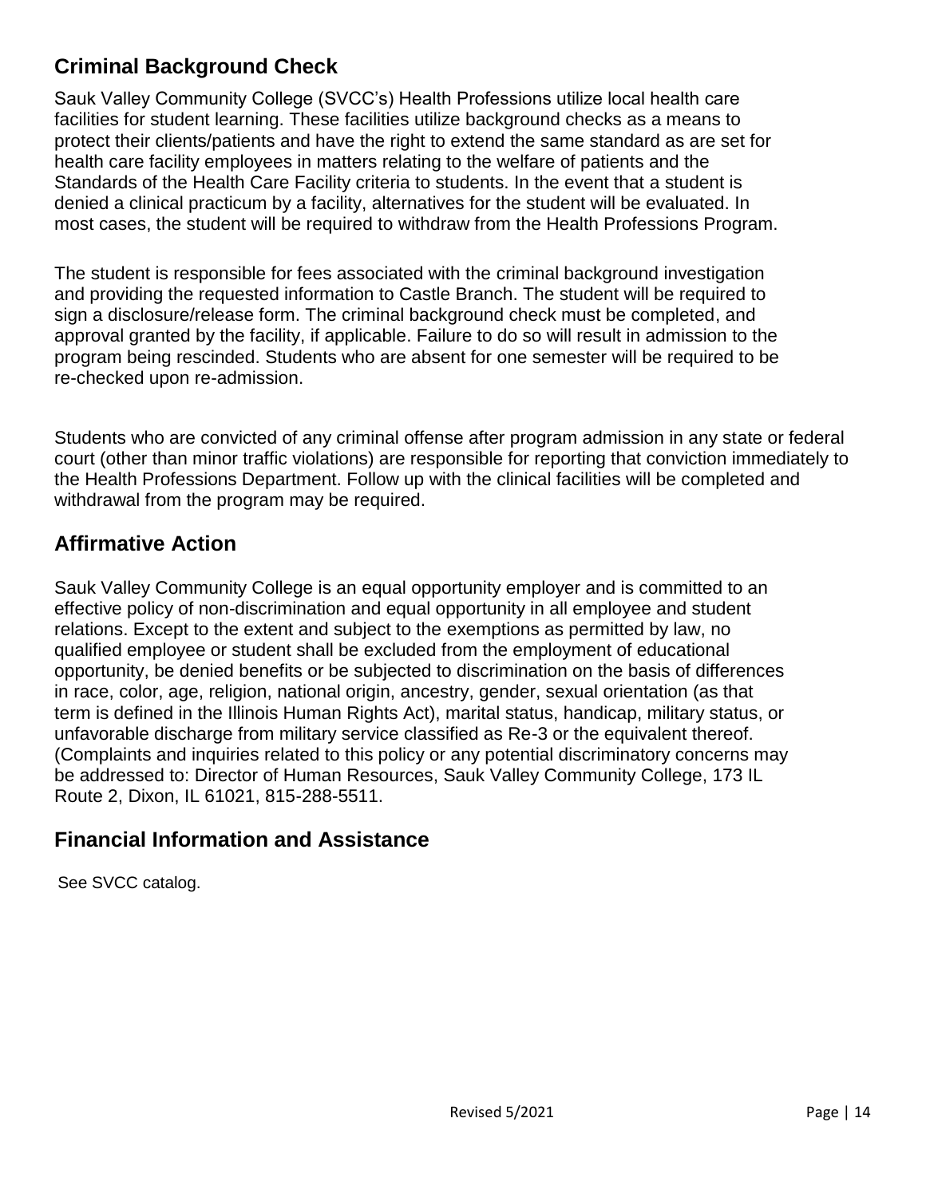## Criminal Background Check

Sauk Valley Community College (SVCC's) Health Professions utilize local health care facilities for student learning. These facilities utilize background checks as a means to protect their clients/patients and have the right to extend the same standard as are set for health care facility employees in matters relating to the welfare of patients and the Standards of the Health Care Facility criteria to students. In the event that a student is denied a clinical practicum by a facility, alternatives for the student will be evaluated. In most cases, the student will be required to withdraw from the Health Professions Program.

The student is responsible for fees associated with the criminal background investigation and providing the requested information to Castle Branch. The student will be required to sign a disclosure/release form. The criminal background check must be completed, and approval granted by the facility, if applicable. Failure to do so will result in admission to the program being rescinded. Students who are absent for one semester will be required to be re-checked upon re-admission.

Students who are convicted of any criminal offense after program admission in any state or federal court (other than minor traffic violations) are responsible for reporting that conviction immediately to the Health Professions Department. Follow up with the clinical facilities will be completed and withdrawal from the program may be required.

## Affirmative Action

Sauk Valley Community College is an equal opportunity employer and is committed to an effective policy of non-discrimination and equal opportunity in all employee and student relations. Except to the extent and subject to the exemptions as permitted by law, no qualified employee or student shall be excluded from the employment of educational opportunity, be denied benefits or be subjected to discrimination on the basis of differences in race, color, age, religion, national origin, ancestry, gender, sexual orientation (as that term is defined in the Illinois Human Rights Act), marital status, handicap, military status, or unfavorable discharge from military service classified as Re-3 or the equivalent thereof. (Complaints and inquiries related to this policy or any potential discriminatory concerns may be addressed to: Director of Human Resources, Sauk Valley Community College, 173 IL Route 2, Dixon, IL 61021, 815-288-5511.

## Financial Information and Assistance

See SVCC catalog.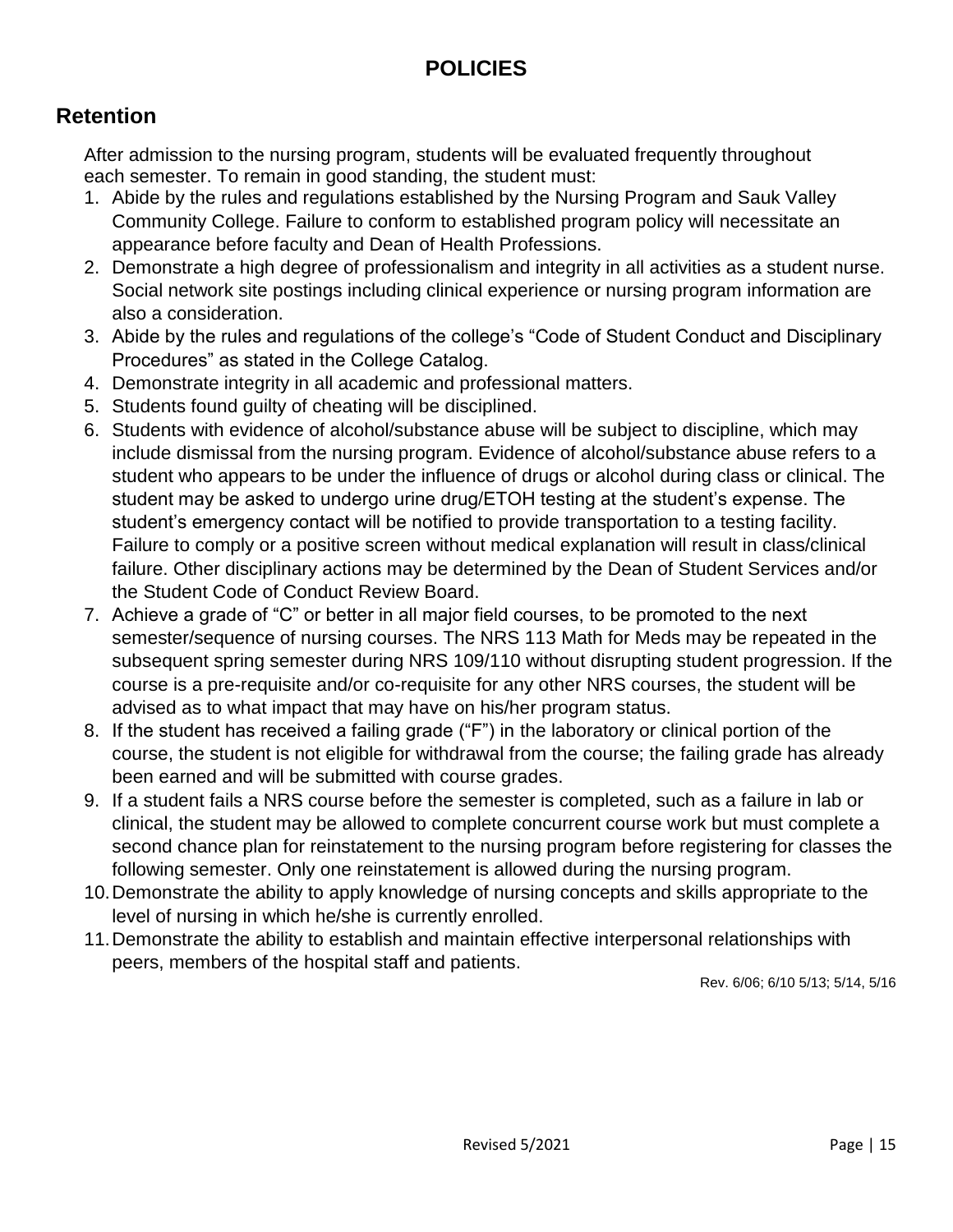# POLICIES

## Retention

After admission to the nursing program, students will be evaluated frequently throughout each semester. To remain in good standing, the student must:

1. Abide by the rules and regulations established by the Nursing Program and Sauk Valley Community College. Failure to conform to established program policy will necessitate an appearance before faculty and Dean of Health Professions.
2. Demonstrate a high degree of professionalism and integrity in all activities as a student nurse. Social network site postings including clinical experience or nursing program information are also a consideration.
3. Abide by the rules and regulations of the college's "Code of Student Conduct and Disciplinary Procedures" as stated in the College Catalog.
4. Demonstrate integrity in all academic and professional matters.
5. Students found guilty of cheating will be disciplined.
6. Students with evidence of alcohol/substance abuse will be subject to discipline, which may include dismissal from the nursing program. Evidence of alcohol/substance abuse refers to a student who appears to be under the influence of drugs or alcohol during class or clinical. The student may be asked to undergo urine drug/ETOH testing at the student's expense. The student's emergency contact will be notified to provide transportation to a testing facility. Failure to comply or a positive screen without medical explanation will result in class/clinical failure. Other disciplinary actions may be determined by the Dean of Student Services and/or the Student Code of Conduct Review Board.
7. Achieve a grade of "C" or better in all major field courses, to be promoted to the next semester/sequence of nursing courses. The NRS 113 Math for Meds may be repeated in the subsequent spring semester during NRS 109/110 without disrupting student progression. If the course is a pre-requisite and/or co-requisite for any other NRS courses, the student will be advised as to what impact that may have on his/her program status.
8. If the student has received a failing grade ("F") in the laboratory or clinical portion of the course, the student is not eligible for withdrawal from the course; the failing grade has already been earned and will be submitted with course grades.
9. If a student fails a NRS course before the semester is completed, such as a failure in lab or clinical, the student may be allowed to complete concurrent course work but must complete a second chance plan for reinstatement to the nursing program before registering for classes the following semester. Only one reinstatement is allowed during the nursing program.
10. Demonstrate the ability to apply knowledge of nursing concepts and skills appropriate to the level of nursing in which he/she is currently enrolled.
11. Demonstrate the ability to establish and maintain effective interpersonal relationships with peers, members of the hospital staff and patients.

Rev. 6/06; 6/10 5/13; 5/14, 5/16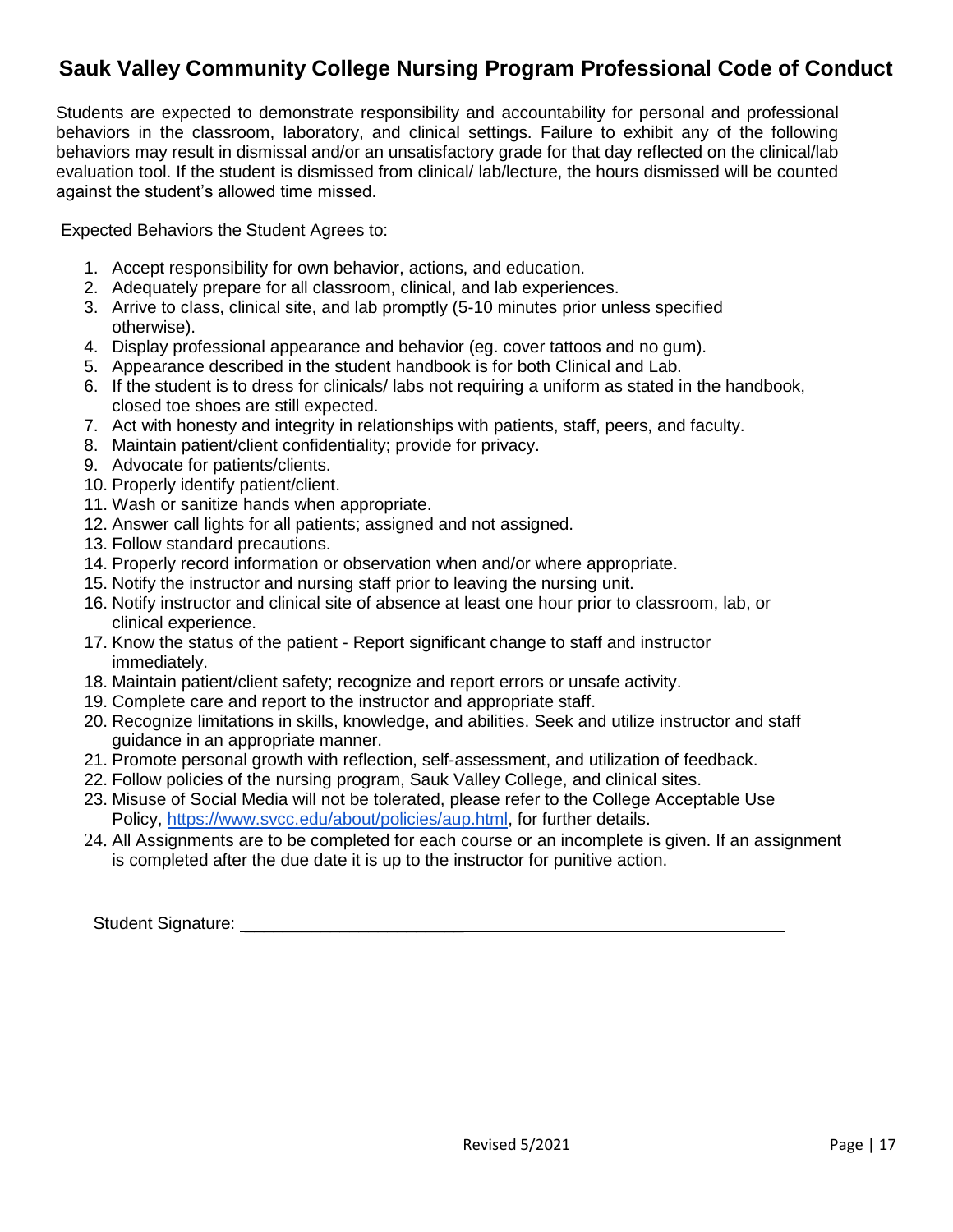# Sauk Valley Community College Nursing Program Professional Code of Conduct

Students are expected to demonstrate responsibility and accountability for personal and professional behaviors in the classroom, laboratory, and clinical settings. Failure to exhibit any of the following behaviors may result in dismissal and/or an unsatisfactory grade for that day reflected on the clinical/lab evaluation tool. If the student is dismissed from clinical/ lab/lecture, the hours dismissed will be counted against the student's allowed time missed.

Expected Behaviors the Student Agrees to:

1. Accept responsibility for own behavior, actions, and education.
2. Adequately prepare for all classroom, clinical, and lab experiences.
3. Arrive to class, clinical site, and lab promptly (5-10 minutes prior unless specified otherwise).
4. Display professional appearance and behavior (eg. cover tattoos and no gum).
5. Appearance described in the student handbook is for both Clinical and Lab.
6. If the student is to dress for clinicals/ labs not requiring a uniform as stated in the handbook, closed toe shoes are still expected.
7. Act with honesty and integrity in relationships with patients, staff, peers, and faculty.
8. Maintain patient/client confidentiality; provide for privacy.
9. Advocate for patients/clients.
10. Properly identify patient/client.
11. Wash or sanitize hands when appropriate.
12. Answer call lights for all patients; assigned and not assigned.
13. Follow standard precautions.
14. Properly record information or observation when and/or where appropriate.
15. Notify the instructor and nursing staff prior to leaving the nursing unit.
16. Notify instructor and clinical site of absence at least one hour prior to classroom, lab, or clinical experience.
17. Know the status of the patient - Report significant change to staff and instructor immediately.
18. Maintain patient/client safety; recognize and report errors or unsafe activity.
19. Complete care and report to the instructor and appropriate staff.
20. Recognize limitations in skills, knowledge, and abilities. Seek and utilize instructor and staff guidance in an appropriate manner.
21. Promote personal growth with reflection, self-assessment, and utilization of feedback.
22. Follow policies of the nursing program, Sauk Valley College, and clinical sites.
23. Misuse of Social Media will not be tolerated, please refer to the College Acceptable Use Policy, [https://www.svcc.edu/about/policies/aup.html](https://www.svcc.edu/about/policies/aup.html), for further details.
24. All Assignments are to be completed for each course or an incomplete is given. If an assignment is completed after the due date it is up to the instructor for punitive action.

Student Signature: ______________________________________________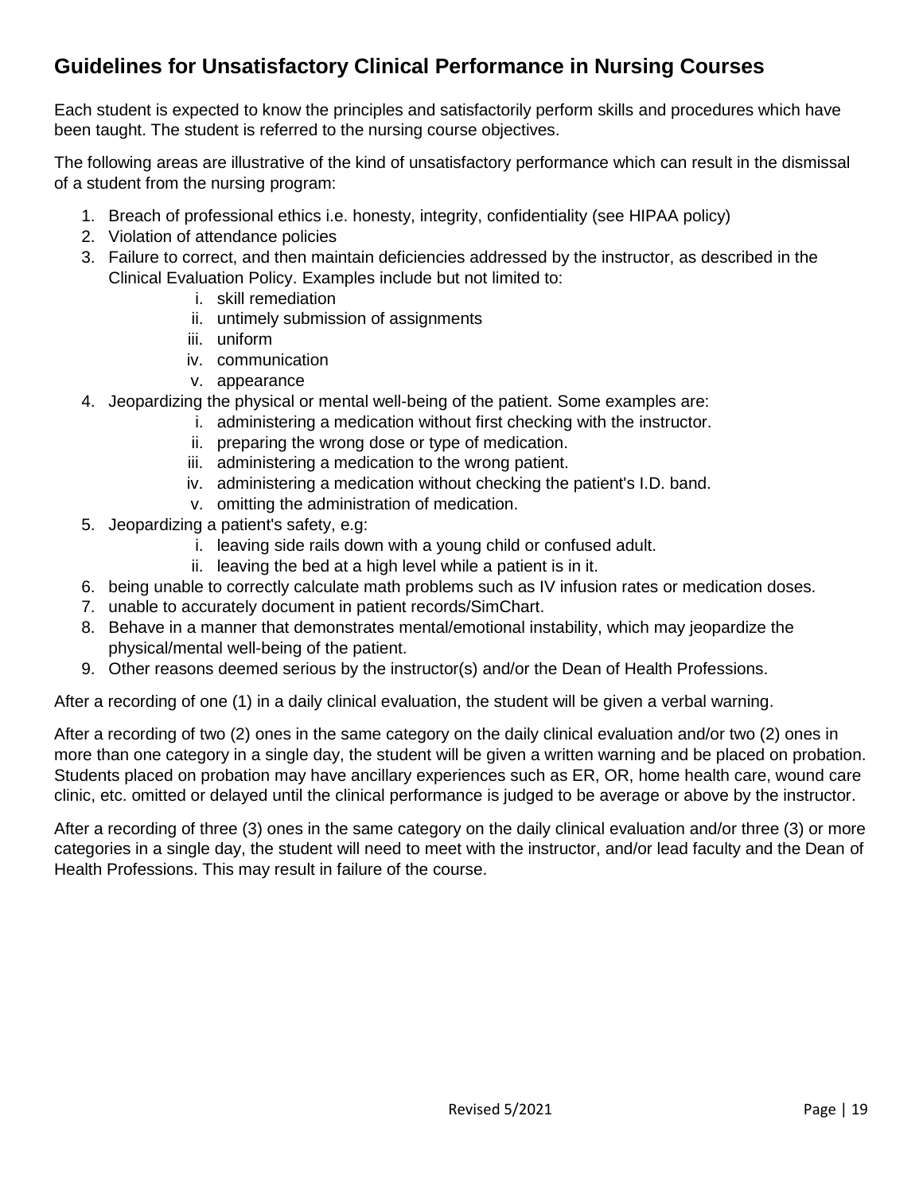## Guidelines for Unsatisfactory Clinical Performance in Nursing Courses

Each student is expected to know the principles and satisfactorily perform skills and procedures which have been taught. The student is referred to the nursing course objectives.

The following areas are illustrative of the kind of unsatisfactory performance which can result in the dismissal of a student from the nursing program:

1. Breach of professional ethics i.e. honesty, integrity, confidentiality (see HIPAA policy)
2. Violation of attendance policies
3. Failure to correct, and then maintain deficiencies addressed by the instructor, as described in the Clinical Evaluation Policy. Examples include but not limited to:
   i. skill remediation
   ii. untimely submission of assignments
   iii. uniform
   iv. communication
   v. appearance
4. Jeopardizing the physical or mental well-being of the patient. Some examples are:
   i. administering a medication without first checking with the instructor.
   ii. preparing the wrong dose or type of medication.
   iii. administering a medication to the wrong patient.
   iv. administering a medication without checking the patient's I.D. band.
   v. omitting the administration of medication.
5. Jeopardizing a patient's safety, e.g:
   i. leaving side rails down with a young child or confused adult.
   ii. leaving the bed at a high level while a patient is in it.
6. being unable to correctly calculate math problems such as IV infusion rates or medication doses.
7. unable to accurately document in patient records/SimChart.
8. Behave in a manner that demonstrates mental/emotional instability, which may jeopardize the physical/mental well-being of the patient.
9. Other reasons deemed serious by the instructor(s) and/or the Dean of Health Professions.

After a recording of one (1) in a daily clinical evaluation, the student will be given a verbal warning.

After a recording of two (2) ones in the same category on the daily clinical evaluation and/or two (2) ones in more than one category in a single day, the student will be given a written warning and be placed on probation. Students placed on probation may have ancillary experiences such as ER, OR, home health care, wound care clinic, etc. omitted or delayed until the clinical performance is judged to be average or above by the instructor.

After a recording of three (3) ones in the same category on the daily clinical evaluation and/or three (3) or more categories in a single day, the student will need to meet with the instructor, and/or lead faculty and the Dean of Health Professions. This may result in failure of the course.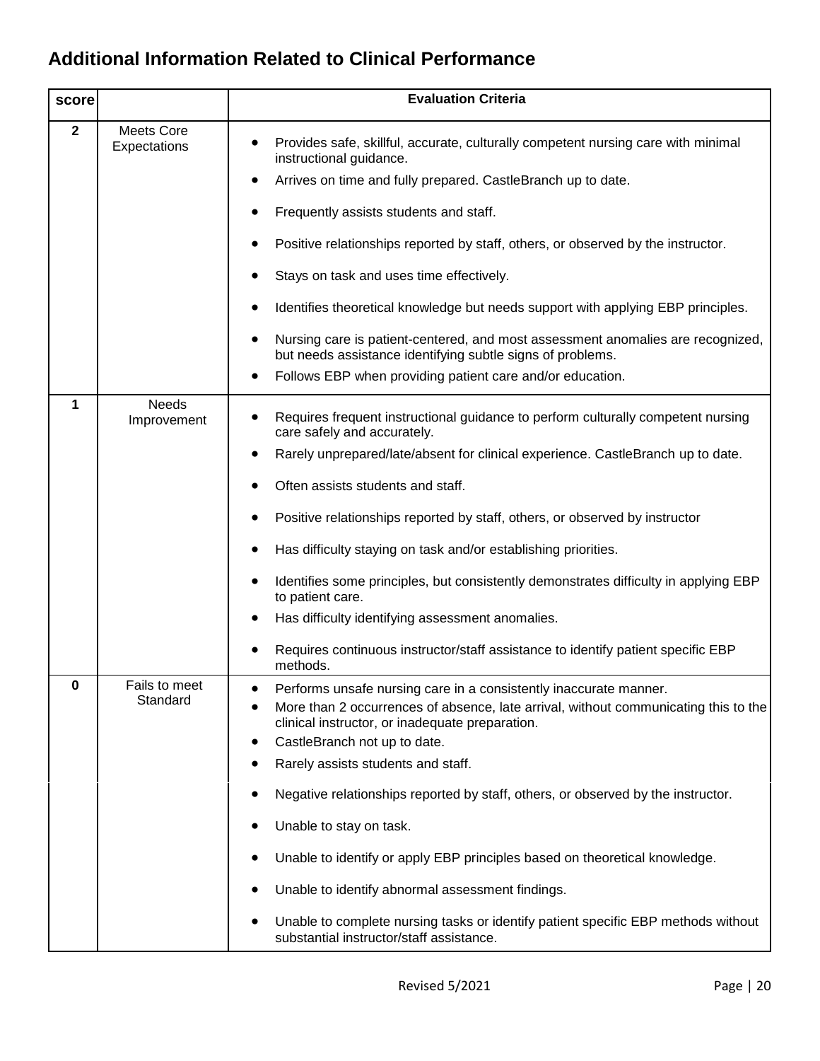## Additional Information Related to Clinical Performance

| score | | Evaluation Criteria |
|---|---|---|
| 2 | Meets Core Expectations | • Provides safe, skillful, accurate, culturally competent nursing care with minimal instructional guidance.<br>• Arrives on time and fully prepared. CastleBranch up to date.<br>• Frequently assists students and staff.<br>• Positive relationships reported by staff, others, or observed by the instructor.<br>• Stays on task and uses time effectively.<br>• Identifies theoretical knowledge but needs support with applying EBP principles.<br>• Nursing care is patient-centered, and most assessment anomalies are recognized, but needs assistance identifying subtle signs of problems.<br>• Follows EBP when providing patient care and/or education. |
| 1 | Needs Improvement | • Requires frequent instructional guidance to perform culturally competent nursing care safely and accurately.<br>• Rarely unprepared/late/absent for clinical experience. CastleBranch up to date.<br>• Often assists students and staff.<br>• Positive relationships reported by staff, others, or observed by instructor<br>• Has difficulty staying on task and/or establishing priorities.<br>• Identifies some principles, but consistently demonstrates difficulty in applying EBP to patient care.<br>• Has difficulty identifying assessment anomalies.<br>• Requires continuous instructor/staff assistance to identify patient specific EBP methods. |
| 0 | Fails to meet Standard | • Performs unsafe nursing care in a consistently inaccurate manner.<br>• More than 2 occurrences of absence, late arrival, without communicating this to the clinical instructor, or inadequate preparation.<br>• CastleBranch not up to date.<br>• Rarely assists students and staff.<br>• Negative relationships reported by staff, others, or observed by the instructor.<br>• Unable to stay on task.<br>• Unable to identify or apply EBP principles based on theoretical knowledge.<br>• Unable to identify abnormal assessment findings.<br>• Unable to complete nursing tasks or identify patient specific EBP methods without substantial instructor/staff assistance. |

Revised 5/2021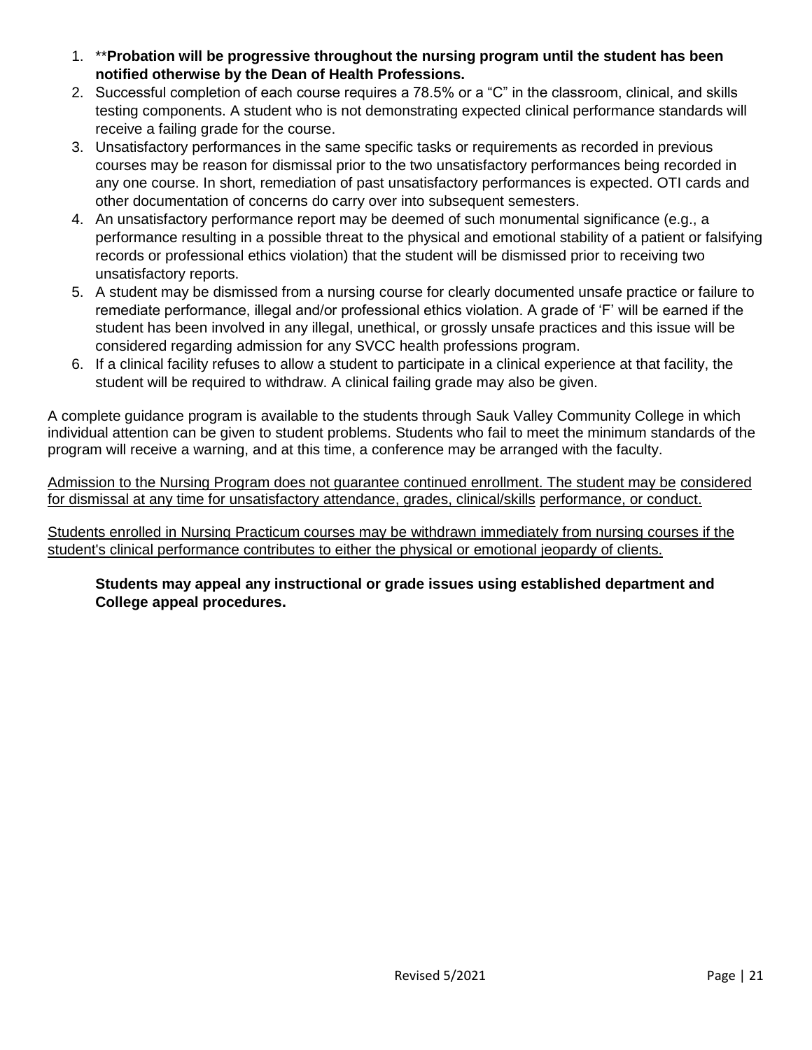1. ****Probation will be progressive throughout the nursing program until the student has been notified otherwise by the Dean of Health Professions.**
2. Successful completion of each course requires a 78.5% or a "C" in the classroom, clinical, and skills testing components. A student who is not demonstrating expected clinical performance standards will receive a failing grade for the course.
3. Unsatisfactory performances in the same specific tasks or requirements as recorded in previous courses may be reason for dismissal prior to the two unsatisfactory performances being recorded in any one course. In short, remediation of past unsatisfactory performances is expected. OTI cards and other documentation of concerns do carry over into subsequent semesters.
4. An unsatisfactory performance report may be deemed of such monumental significance (e.g., a performance resulting in a possible threat to the physical and emotional stability of a patient or falsifying records or professional ethics violation) that the student will be dismissed prior to receiving two unsatisfactory reports.
5. A student may be dismissed from a nursing course for clearly documented unsafe practice or failure to remediate performance, illegal and/or professional ethics violation. A grade of 'F' will be earned if the student has been involved in any illegal, unethical, or grossly unsafe practices and this issue will be considered regarding admission for any SVCC health professions program.
6. If a clinical facility refuses to allow a student to participate in a clinical experience at that facility, the student will be required to withdraw. A clinical failing grade may also be given.

A complete guidance program is available to the students through Sauk Valley Community College in which individual attention can be given to student problems. Students who fail to meet the minimum standards of the program will receive a warning, and at this time, a conference may be arranged with the faculty.

<u>Admission to the Nursing Program does not guarantee continued enrollment. The student may be considered for dismissal at any time for unsatisfactory attendance, grades, clinical/skills performance, or conduct.</u>

<u>Students enrolled in Nursing Practicum courses may be withdrawn immediately from nursing courses if the student's clinical performance contributes to either the physical or emotional jeopardy of clients.</u>

**Students may appeal any instructional or grade issues using established department and College appeal procedures.**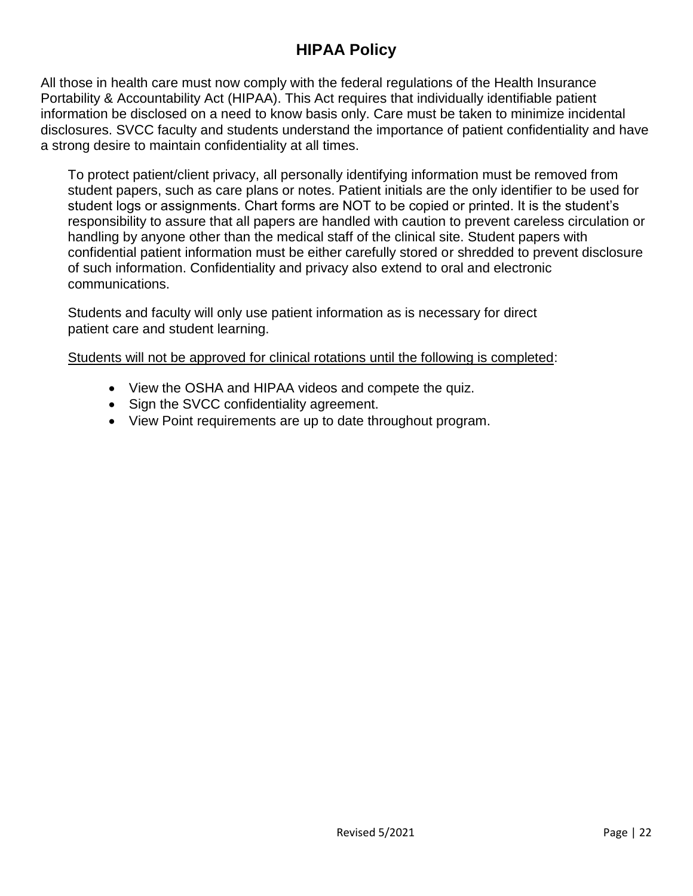# HIPAA Policy

All those in health care must now comply with the federal regulations of the Health Insurance Portability & Accountability Act (HIPAA). This Act requires that individually identifiable patient information be disclosed on a need to know basis only. Care must be taken to minimize incidental disclosures. SVCC faculty and students understand the importance of patient confidentiality and have a strong desire to maintain confidentiality at all times.

To protect patient/client privacy, all personally identifying information must be removed from student papers, such as care plans or notes. Patient initials are the only identifier to be used for student logs or assignments. Chart forms are NOT to be copied or printed. It is the student's responsibility to assure that all papers are handled with caution to prevent careless circulation or handling by anyone other than the medical staff of the clinical site. Student papers with confidential patient information must be either carefully stored or shredded to prevent disclosure of such information. Confidentiality and privacy also extend to oral and electronic communications.

Students and faculty will only use patient information as is necessary for direct patient care and student learning.

<u>Students will not be approved for clinical rotations until the following is completed</u>:

- View the OSHA and HIPAA videos and compete the quiz.
- Sign the SVCC confidentiality agreement.
- View Point requirements are up to date throughout program.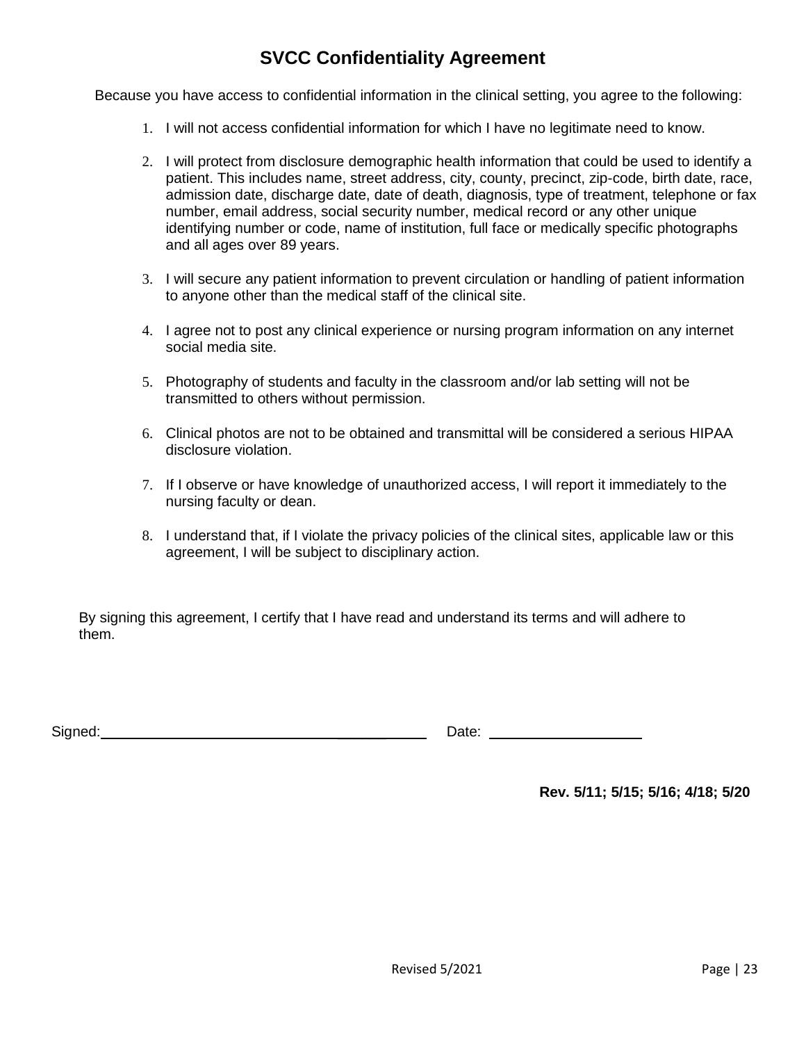# SVCC Confidentiality Agreement

Because you have access to confidential information in the clinical setting, you agree to the following:

1. I will not access confidential information for which I have no legitimate need to know.

2. I will protect from disclosure demographic health information that could be used to identify a patient. This includes name, street address, city, county, precinct, zip-code, birth date, race, admission date, discharge date, date of death, diagnosis, type of treatment, telephone or fax number, email address, social security number, medical record or any other unique identifying number or code, name of institution, full face or medically specific photographs and all ages over 89 years.

3. I will secure any patient information to prevent circulation or handling of patient information to anyone other than the medical staff of the clinical site.

4. I agree not to post any clinical experience or nursing program information on any internet social media site.

5. Photography of students and faculty in the classroom and/or lab setting will not be transmitted to others without permission.

6. Clinical photos are not to be obtained and transmittal will be considered a serious HIPAA disclosure violation.

7. If I observe or have knowledge of unauthorized access, I will report it immediately to the nursing faculty or dean.

8. I understand that, if I violate the privacy policies of the clinical sites, applicable law or this agreement, I will be subject to disciplinary action.

By signing this agreement, I certify that I have read and understand its terms and will adhere to them.

Signed:\_\_\_\_\_\_\_\_\_\_\_\_\_\_\_\_\_\_\_\_\_\_\_\_\_\_\_\_\_\_\_\_\_\_\_\_\_\_\_\_ Date: \_\_\_\_\_\_\_\_\_\_\_\_\_\_\_\_\_\_\_\_

**Rev. 5/11; 5/15; 5/16; 4/18; 5/20**

Revised 5/2021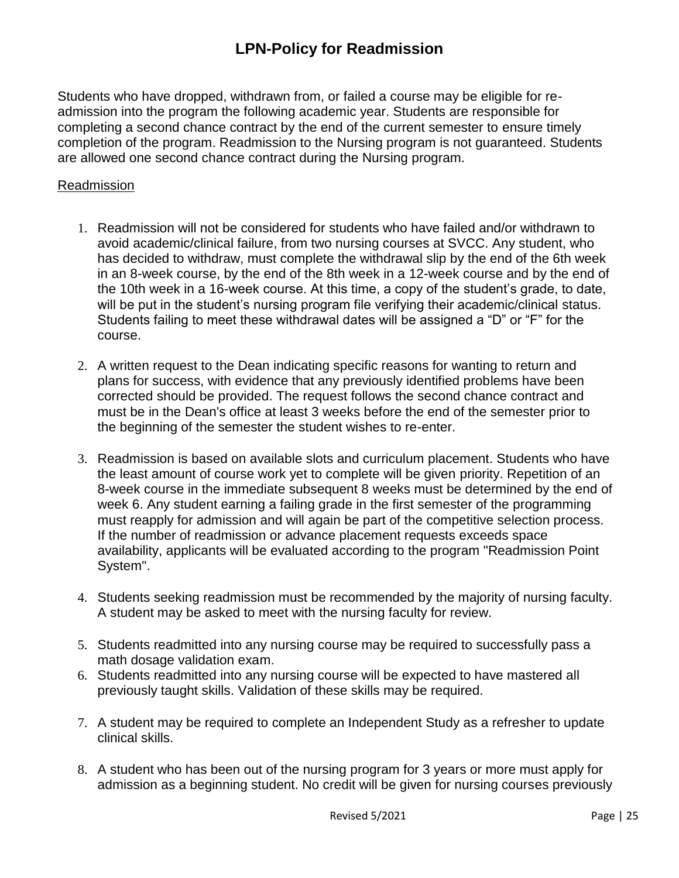# LPN-Policy for Readmission

Students who have dropped, withdrawn from, or failed a course may be eligible for re-admission into the program the following academic year. Students are responsible for completing a second chance contract by the end of the current semester to ensure timely completion of the program. Readmission to the Nursing program is not guaranteed. Students are allowed one second chance contract during the Nursing program.

<u>Readmission</u>

1. Readmission will not be considered for students who have failed and/or withdrawn to avoid academic/clinical failure, from two nursing courses at SVCC. Any student, who has decided to withdraw, must complete the withdrawal slip by the end of the 6th week in an 8-week course, by the end of the 8th week in a 12-week course and by the end of the 10th week in a 16-week course. At this time, a copy of the student's grade, to date, will be put in the student's nursing program file verifying their academic/clinical status. Students failing to meet these withdrawal dates will be assigned a "D" or "F" for the course.

2. A written request to the Dean indicating specific reasons for wanting to return and plans for success, with evidence that any previously identified problems have been corrected should be provided. The request follows the second chance contract and must be in the Dean's office at least 3 weeks before the end of the semester prior to the beginning of the semester the student wishes to re-enter.

3. Readmission is based on available slots and curriculum placement. Students who have the least amount of course work yet to complete will be given priority. Repetition of an 8-week course in the immediate subsequent 8 weeks must be determined by the end of week 6. Any student earning a failing grade in the first semester of the programming must reapply for admission and will again be part of the competitive selection process. If the number of readmission or advance placement requests exceeds space availability, applicants will be evaluated according to the program "Readmission Point System".

4. Students seeking readmission must be recommended by the majority of nursing faculty. A student may be asked to meet with the nursing faculty for review.

5. Students readmitted into any nursing course may be required to successfully pass a math dosage validation exam.
6. Students readmitted into any nursing course will be expected to have mastered all previously taught skills. Validation of these skills may be required.

7. A student may be required to complete an Independent Study as a refresher to update clinical skills.

8. A student who has been out of the nursing program for 3 years or more must apply for admission as a beginning student. No credit will be given for nursing courses previously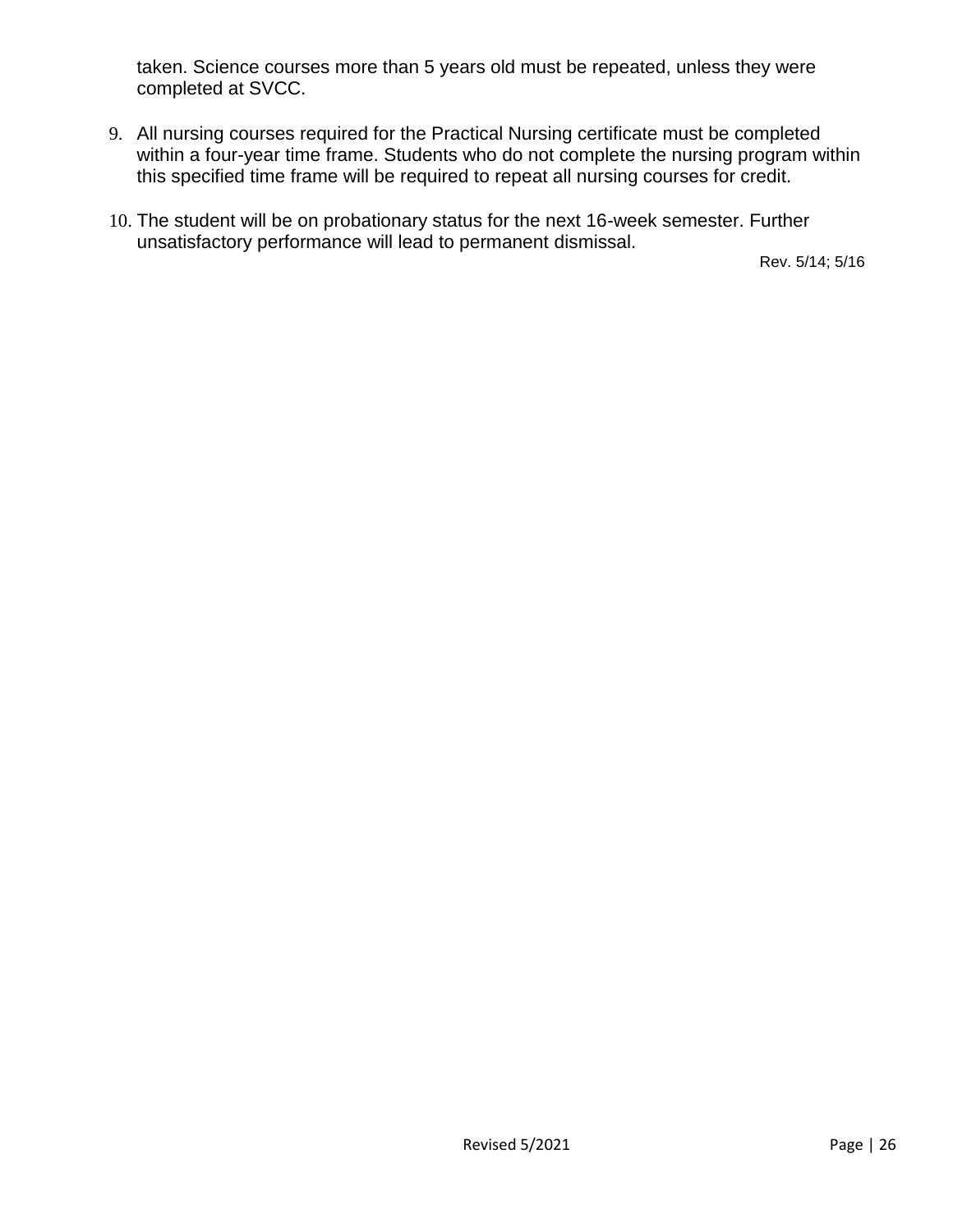taken. Science courses more than 5 years old must be repeated, unless they were completed at SVCC.

9. All nursing courses required for the Practical Nursing certificate must be completed within a four-year time frame. Students who do not complete the nursing program within this specified time frame will be required to repeat all nursing courses for credit.

10. The student will be on probationary status for the next 16-week semester. Further unsatisfactory performance will lead to permanent dismissal.

Rev. 5/14; 5/16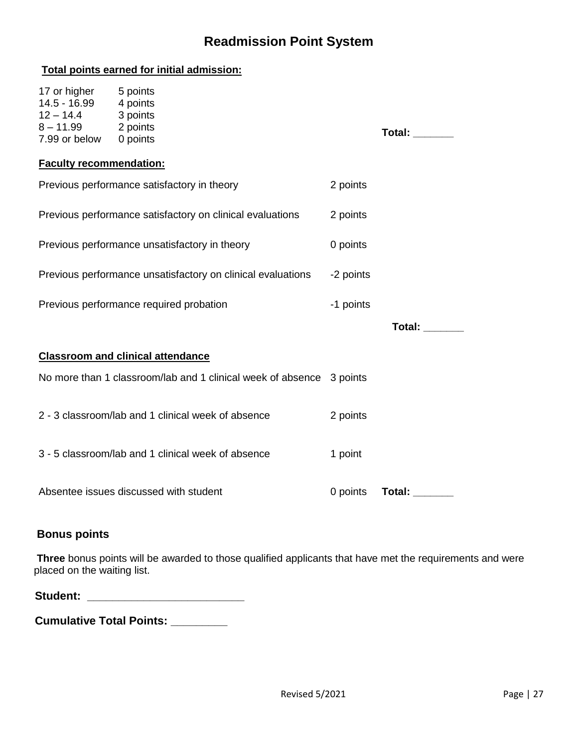# Readmission Point System

**Total points earned for initial admission:**

| | | |
|---|---|---|
| 17 or higher | 5 points | |
| 14.5 - 16.99 | 4 points | |
| 12 – 14.4 | 3 points | |
| 8 – 11.99 | 2 points | |
| 7.99 or below | 0 points | **Total: _______** |

**Faculty recommendation:**

| | | |
|---|---|---|
| Previous performance satisfactory in theory | 2 points | |
| Previous performance satisfactory on clinical evaluations | 2 points | |
| Previous performance unsatisfactory in theory | 0 points | |
| Previous performance unsatisfactory on clinical evaluations | -2 points | |
| Previous performance required probation | -1 points | |
| | | **Total: _______** |

**Classroom and clinical attendance**

| | | |
|---|---|---|
| No more than 1 classroom/lab and 1 clinical week of absence | 3 points | |
| 2 - 3 classroom/lab and 1 clinical week of absence | 2 points | |
| 3 - 5 classroom/lab and 1 clinical week of absence | 1 point | |
| Absentee issues discussed with student | 0 points | **Total: _______** |

**Bonus points**

**Three** bonus points will be awarded to those qualified applicants that have met the requirements and were placed on the waiting list.

**Student: _________________________**

**Cumulative Total Points: _________**

Revised 5/2021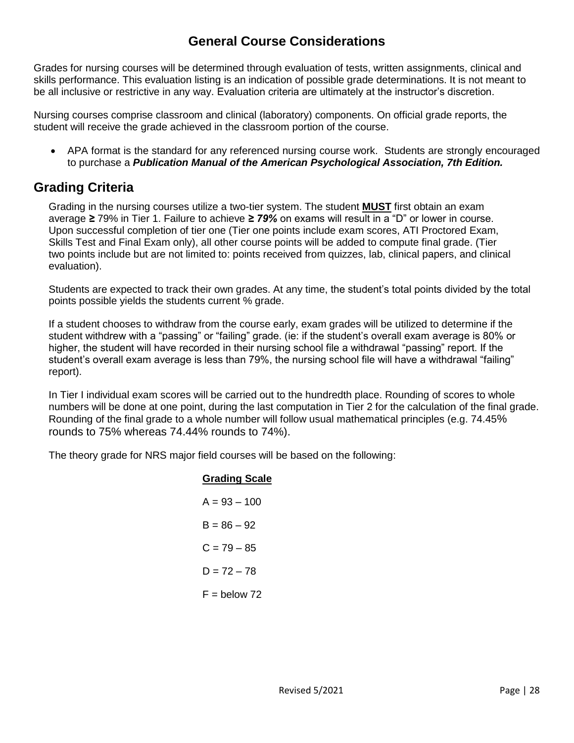# General Course Considerations

Grades for nursing courses will be determined through evaluation of tests, written assignments, clinical and skills performance. This evaluation listing is an indication of possible grade determinations. It is not meant to be all inclusive or restrictive in any way. Evaluation criteria are ultimately at the instructor's discretion.

Nursing courses comprise classroom and clinical (laboratory) components. On official grade reports, the student will receive the grade achieved in the classroom portion of the course.

- APA format is the standard for any referenced nursing course work. Students are strongly encouraged to purchase a ***Publication Manual of the American Psychological Association, 7th Edition.***

## Grading Criteria

Grading in the nursing courses utilize a two-tier system. The student **MUST** first obtain an exam average **≥** 79% in Tier 1. Failure to achieve **≥** ***79%*** on exams will result in a "D" or lower in course. Upon successful completion of tier one (Tier one points include exam scores, ATI Proctored Exam, Skills Test and Final Exam only), all other course points will be added to compute final grade. (Tier two points include but are not limited to: points received from quizzes, lab, clinical papers, and clinical evaluation).

Students are expected to track their own grades. At any time, the student's total points divided by the total points possible yields the students current % grade.

If a student chooses to withdraw from the course early, exam grades will be utilized to determine if the student withdrew with a "passing" or "failing" grade. (ie: if the student's overall exam average is 80% or higher, the student will have recorded in their nursing school file a withdrawal "passing" report. If the student's overall exam average is less than 79%, the nursing school file will have a withdrawal "failing" report).

In Tier I individual exam scores will be carried out to the hundredth place. Rounding of scores to whole numbers will be done at one point, during the last computation in Tier 2 for the calculation of the final grade. Rounding of the final grade to a whole number will follow usual mathematical principles (e.g. 74.45% rounds to 75% whereas 74.44% rounds to 74%).

The theory grade for NRS major field courses will be based on the following:

**Grading Scale**

A = 93 – 100

B = 86 – 92

C = 79 – 85

D = 72 – 78

F = below 72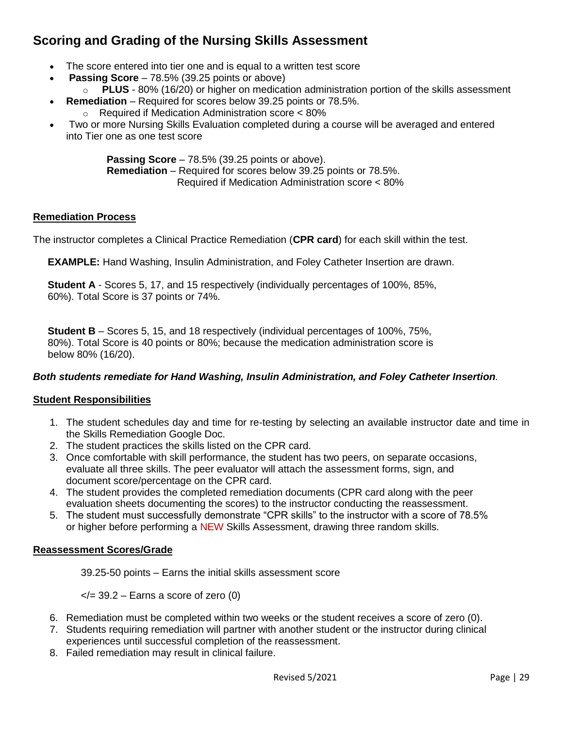## Scoring and Grading of the Nursing Skills Assessment

- The score entered into tier one and is equal to a written test score
- **Passing Score** – 78.5% (39.25 points or above)
  - **PLUS** - 80% (16/20) or higher on medication administration portion of the skills assessment
- **Remediation** – Required for scores below 39.25 points or 78.5%.
  - Required if Medication Administration score < 80%
- Two or more Nursing Skills Evaluation completed during a course will be averaged and entered into Tier one as one test score

  **Passing Score** – 78.5% (39.25 points or above).
  **Remediation** – Required for scores below 39.25 points or 78.5%.
  Required if Medication Administration score < 80%

**Remediation Process**

The instructor completes a Clinical Practice Remediation (**CPR card**) for each skill within the test.

**EXAMPLE:** Hand Washing, Insulin Administration, and Foley Catheter Insertion are drawn.

**Student A** - Scores 5, 17, and 15 respectively (individually percentages of 100%, 85%, 60%). Total Score is 37 points or 74%.

**Student B** – Scores 5, 15, and 18 respectively (individual percentages of 100%, 75%, 80%). Total Score is 40 points or 80%; because the medication administration score is below 80% (16/20).

***Both students remediate for Hand Washing, Insulin Administration, and Foley Catheter Insertion.***

**Student Responsibilities**

1. The student schedules day and time for re-testing by selecting an available instructor date and time in the Skills Remediation Google Doc.
2. The student practices the skills listed on the CPR card.
3. Once comfortable with skill performance, the student has two peers, on separate occasions, evaluate all three skills. The peer evaluator will attach the assessment forms, sign, and document score/percentage on the CPR card.
4. The student provides the completed remediation documents (CPR card along with the peer evaluation sheets documenting the scores) to the instructor conducting the reassessment.
5. The student must successfully demonstrate "CPR skills" to the instructor with a score of 78.5% or higher before performing a NEW Skills Assessment, drawing three random skills.

**Reassessment Scores/Grade**

39.25-50 points – Earns the initial skills assessment score

</= 39.2 – Earns a score of zero (0)

6. Remediation must be completed within two weeks or the student receives a score of zero (0).
7. Students requiring remediation will partner with another student or the instructor during clinical experiences until successful completion of the reassessment.
8. Failed remediation may result in clinical failure.

Revised 5/2021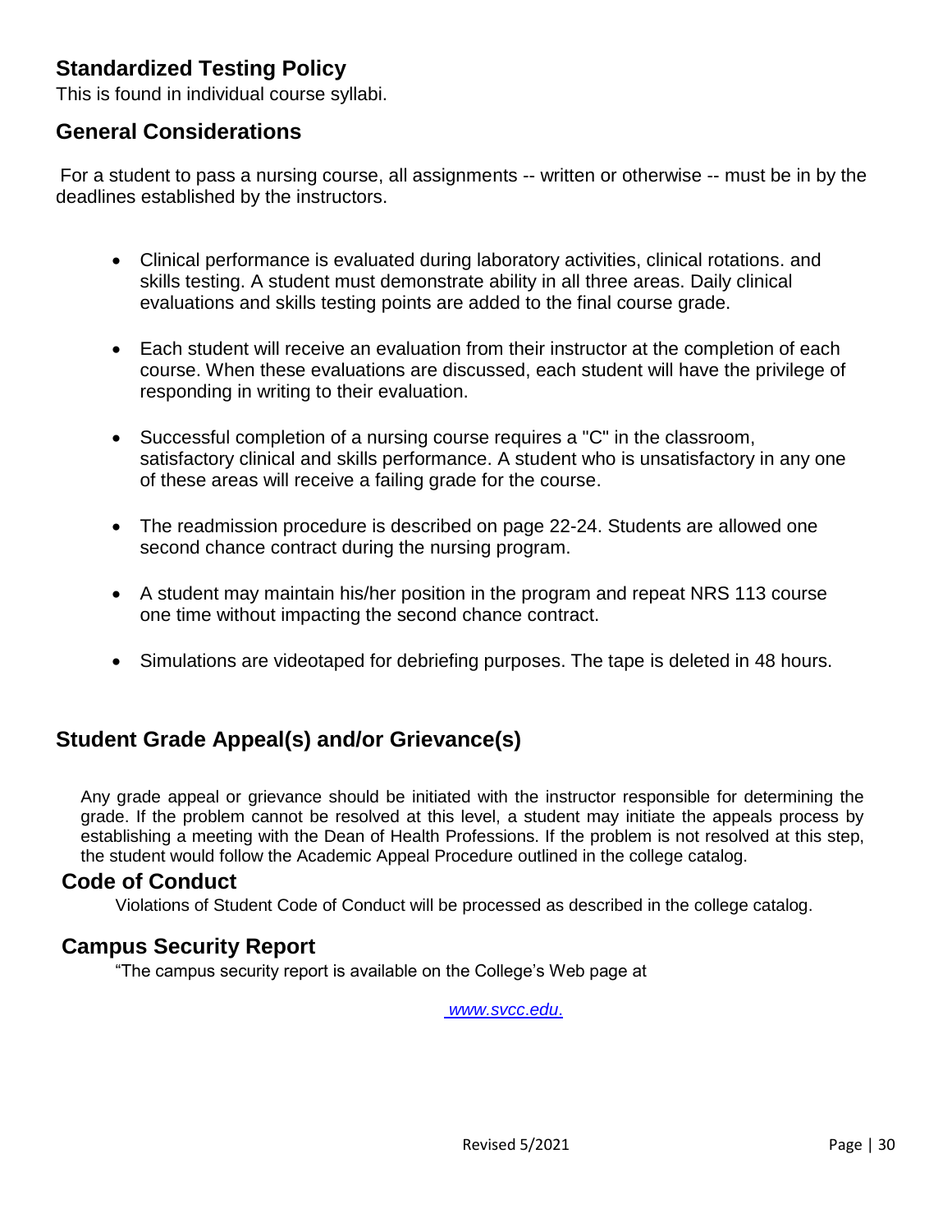## Standardized Testing Policy

This is found in individual course syllabi.

## General Considerations

For a student to pass a nursing course, all assignments -- written or otherwise -- must be in by the deadlines established by the instructors.

- Clinical performance is evaluated during laboratory activities, clinical rotations. and skills testing. A student must demonstrate ability in all three areas. Daily clinical evaluations and skills testing points are added to the final course grade.
- Each student will receive an evaluation from their instructor at the completion of each course. When these evaluations are discussed, each student will have the privilege of responding in writing to their evaluation.
- Successful completion of a nursing course requires a "C" in the classroom, satisfactory clinical and skills performance. A student who is unsatisfactory in any one of these areas will receive a failing grade for the course.
- The readmission procedure is described on page 22-24. Students are allowed one second chance contract during the nursing program.
- A student may maintain his/her position in the program and repeat NRS 113 course one time without impacting the second chance contract.
- Simulations are videotaped for debriefing purposes. The tape is deleted in 48 hours.

## Student Grade Appeal(s) and/or Grievance(s)

Any grade appeal or grievance should be initiated with the instructor responsible for determining the grade. If the problem cannot be resolved at this level, a student may initiate the appeals process by establishing a meeting with the Dean of Health Professions. If the problem is not resolved at this step, the student would follow the Academic Appeal Procedure outlined in the college catalog.

## Code of Conduct

Violations of Student Code of Conduct will be processed as described in the college catalog.

## Campus Security Report

"The campus security report is available on the College's Web page at

*www.svcc.edu.*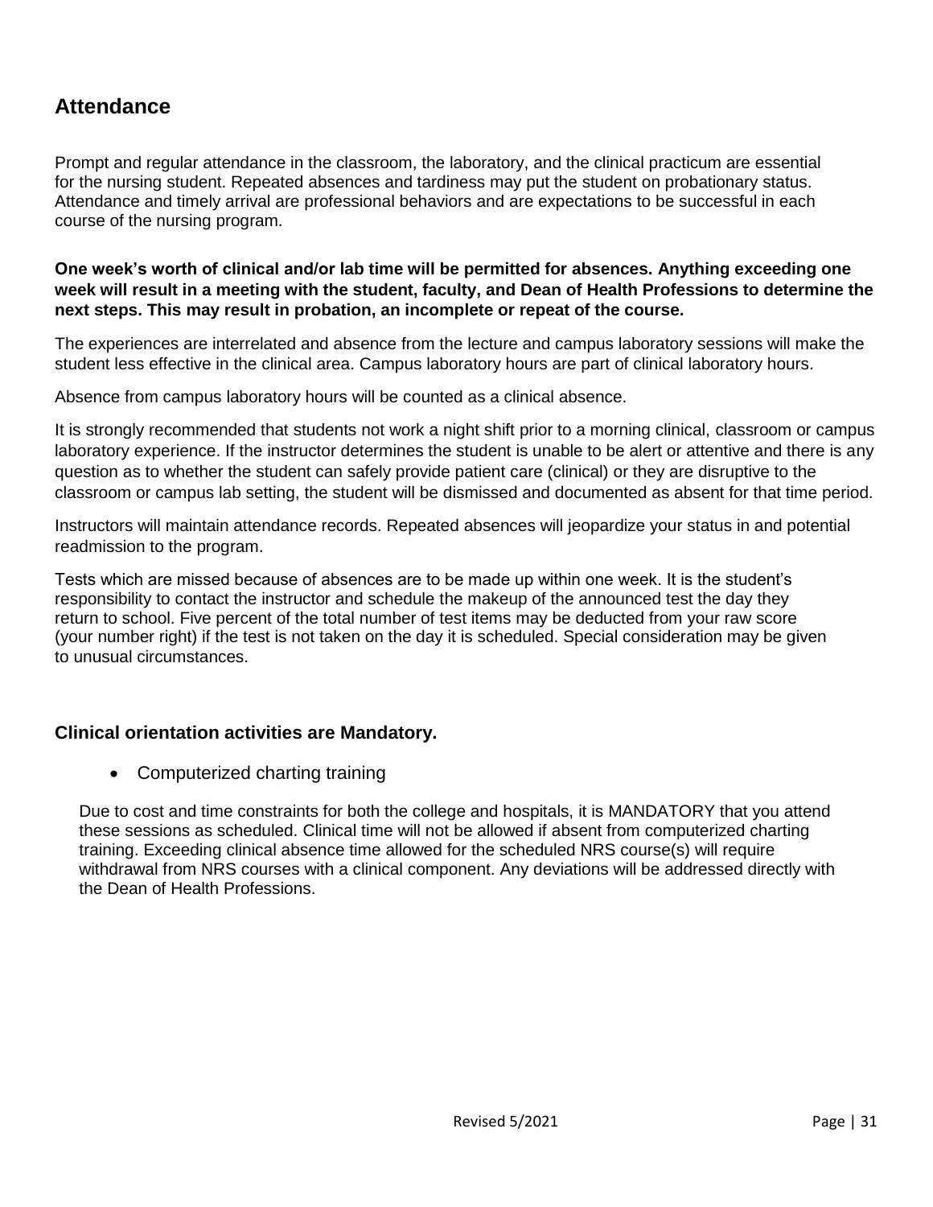## Attendance

Prompt and regular attendance in the classroom, the laboratory, and the clinical practicum are essential for the nursing student. Repeated absences and tardiness may put the student on probationary status. Attendance and timely arrival are professional behaviors and are expectations to be successful in each course of the nursing program.

**One week's worth of clinical and/or lab time will be permitted for absences. Anything exceeding one week will result in a meeting with the student, faculty, and Dean of Health Professions to determine the next steps. This may result in probation, an incomplete or repeat of the course.**

The experiences are interrelated and absence from the lecture and campus laboratory sessions will make the student less effective in the clinical area. Campus laboratory hours are part of clinical laboratory hours.

Absence from campus laboratory hours will be counted as a clinical absence.

It is strongly recommended that students not work a night shift prior to a morning clinical, classroom or campus laboratory experience. If the instructor determines the student is unable to be alert or attentive and there is any question as to whether the student can safely provide patient care (clinical) or they are disruptive to the classroom or campus lab setting, the student will be dismissed and documented as absent for that time period.

Instructors will maintain attendance records. Repeated absences will jeopardize your status in and potential readmission to the program.

Tests which are missed because of absences are to be made up within one week. It is the student's responsibility to contact the instructor and schedule the makeup of the announced test the day they return to school. Five percent of the total number of test items may be deducted from your raw score (your number right) if the test is not taken on the day it is scheduled. Special consideration may be given to unusual circumstances.

### Clinical orientation activities are Mandatory.

- Computerized charting training

Due to cost and time constraints for both the college and hospitals, it is MANDATORY that you attend these sessions as scheduled. Clinical time will not be allowed if absent from computerized charting training. Exceeding clinical absence time allowed for the scheduled NRS course(s) will require withdrawal from NRS courses with a clinical component. Any deviations will be addressed directly with the Dean of Health Professions.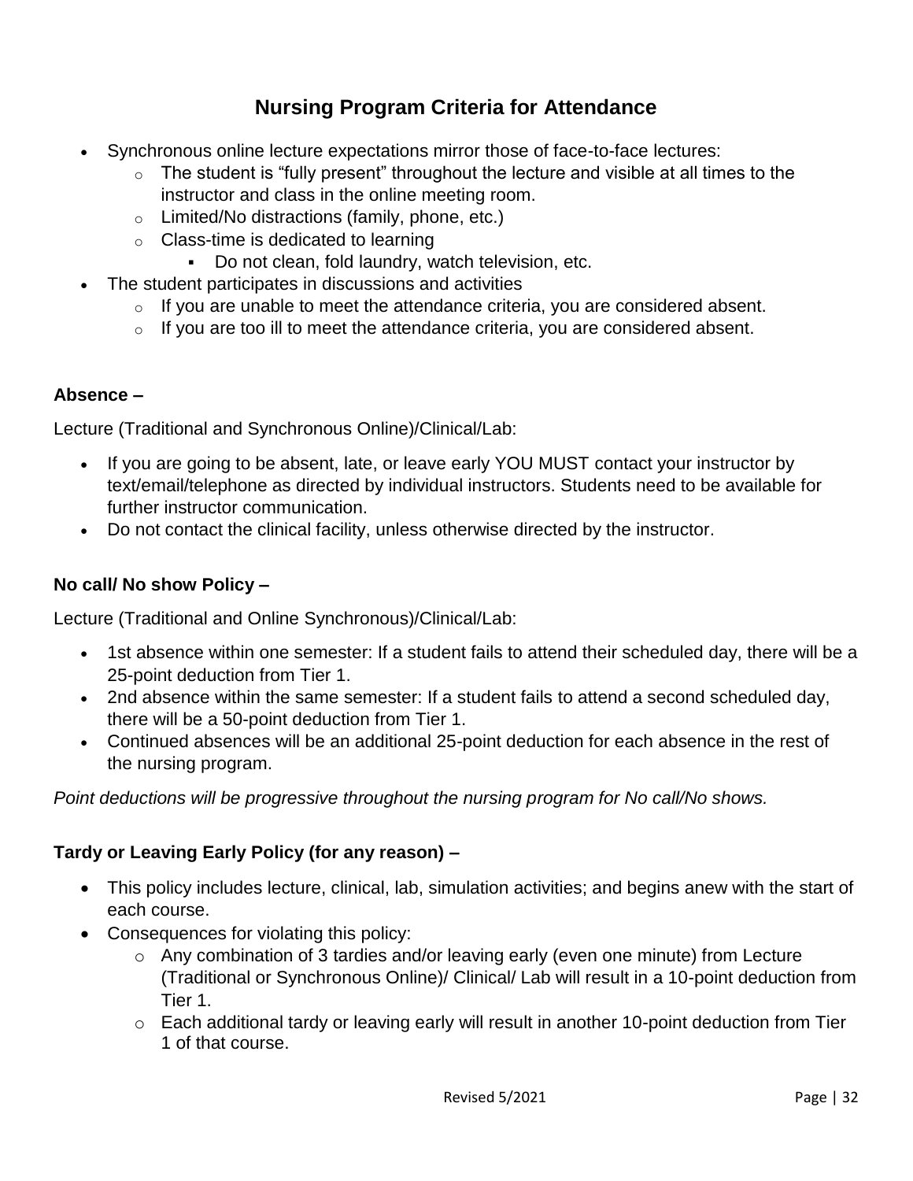# Nursing Program Criteria for Attendance

- Synchronous online lecture expectations mirror those of face-to-face lectures:
  - The student is "fully present" throughout the lecture and visible at all times to the instructor and class in the online meeting room.
  - Limited/No distractions (family, phone, etc.)
  - Class-time is dedicated to learning
    - Do not clean, fold laundry, watch television, etc.
- The student participates in discussions and activities
  - If you are unable to meet the attendance criteria, you are considered absent.
  - If you are too ill to meet the attendance criteria, you are considered absent.

**Absence –**

Lecture (Traditional and Synchronous Online)/Clinical/Lab:

- If you are going to be absent, late, or leave early YOU MUST contact your instructor by text/email/telephone as directed by individual instructors. Students need to be available for further instructor communication.
- Do not contact the clinical facility, unless otherwise directed by the instructor.

**No call/ No show Policy –**

Lecture (Traditional and Online Synchronous)/Clinical/Lab:

- 1st absence within one semester: If a student fails to attend their scheduled day, there will be a 25-point deduction from Tier 1.
- 2nd absence within the same semester: If a student fails to attend a second scheduled day, there will be a 50-point deduction from Tier 1.
- Continued absences will be an additional 25-point deduction for each absence in the rest of the nursing program.

*Point deductions will be progressive throughout the nursing program for No call/No shows.*

**Tardy or Leaving Early Policy (for any reason) –**

- This policy includes lecture, clinical, lab, simulation activities; and begins anew with the start of each course.
- Consequences for violating this policy:
  - Any combination of 3 tardies and/or leaving early (even one minute) from Lecture (Traditional or Synchronous Online)/ Clinical/ Lab will result in a 10-point deduction from Tier 1.
  - Each additional tardy or leaving early will result in another 10-point deduction from Tier 1 of that course.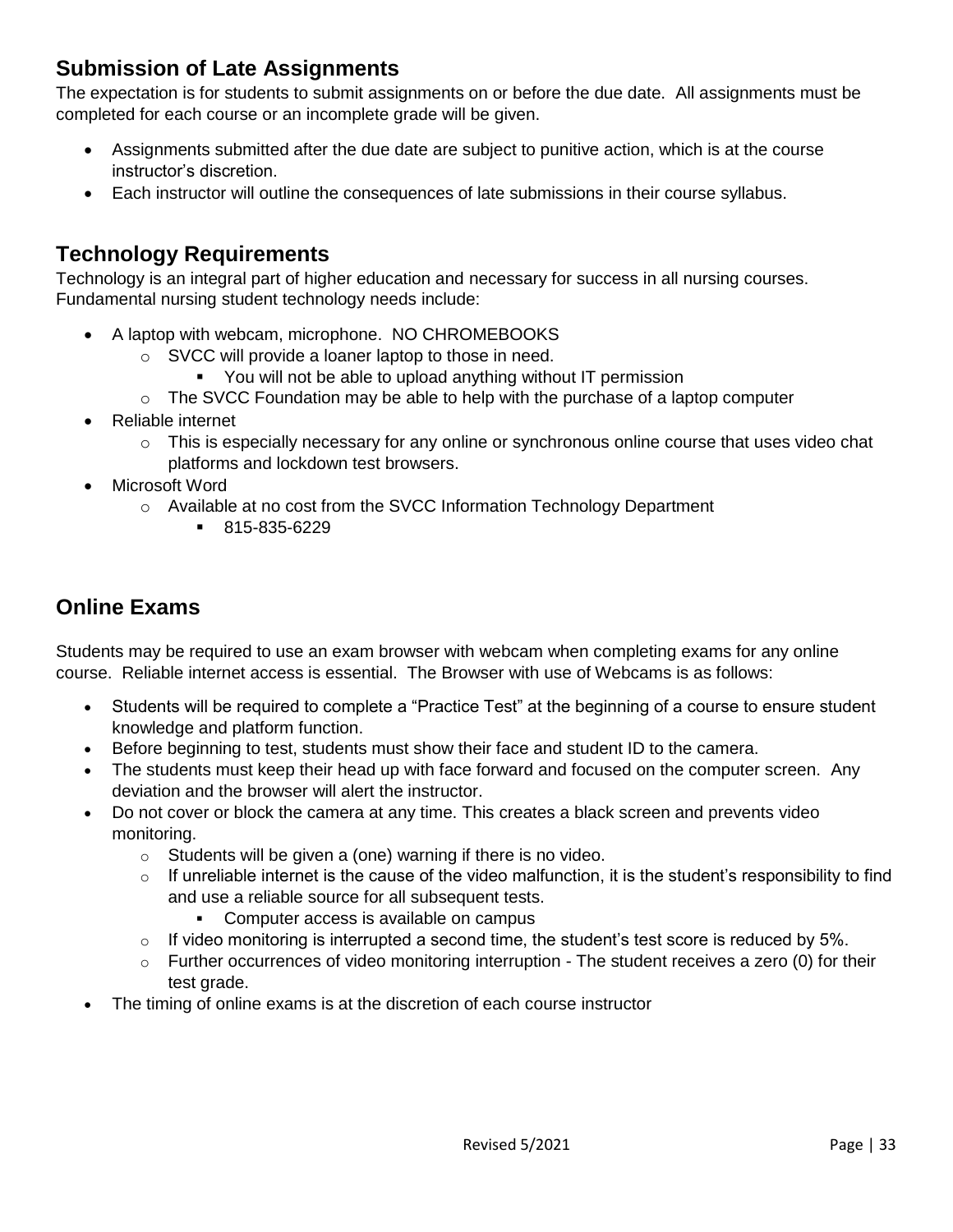## Submission of Late Assignments

The expectation is for students to submit assignments on or before the due date. All assignments must be completed for each course or an incomplete grade will be given.

- Assignments submitted after the due date are subject to punitive action, which is at the course instructor's discretion.
- Each instructor will outline the consequences of late submissions in their course syllabus.

## Technology Requirements

Technology is an integral part of higher education and necessary for success in all nursing courses. Fundamental nursing student technology needs include:

- A laptop with webcam, microphone. NO CHROMEBOOKS
  - SVCC will provide a loaner laptop to those in need.
    - You will not be able to upload anything without IT permission
  - The SVCC Foundation may be able to help with the purchase of a laptop computer
- Reliable internet
  - This is especially necessary for any online or synchronous online course that uses video chat platforms and lockdown test browsers.
- Microsoft Word
  - Available at no cost from the SVCC Information Technology Department
    - 815-835-6229

## Online Exams

Students may be required to use an exam browser with webcam when completing exams for any online course. Reliable internet access is essential. The Browser with use of Webcams is as follows:

- Students will be required to complete a "Practice Test" at the beginning of a course to ensure student knowledge and platform function.
- Before beginning to test, students must show their face and student ID to the camera.
- The students must keep their head up with face forward and focused on the computer screen. Any deviation and the browser will alert the instructor.
- Do not cover or block the camera at any time. This creates a black screen and prevents video monitoring.
  - Students will be given a (one) warning if there is no video.
  - If unreliable internet is the cause of the video malfunction, it is the student's responsibility to find and use a reliable source for all subsequent tests.
    - Computer access is available on campus
  - If video monitoring is interrupted a second time, the student's test score is reduced by 5%.
  - Further occurrences of video monitoring interruption - The student receives a zero (0) for their test grade.
- The timing of online exams is at the discretion of each course instructor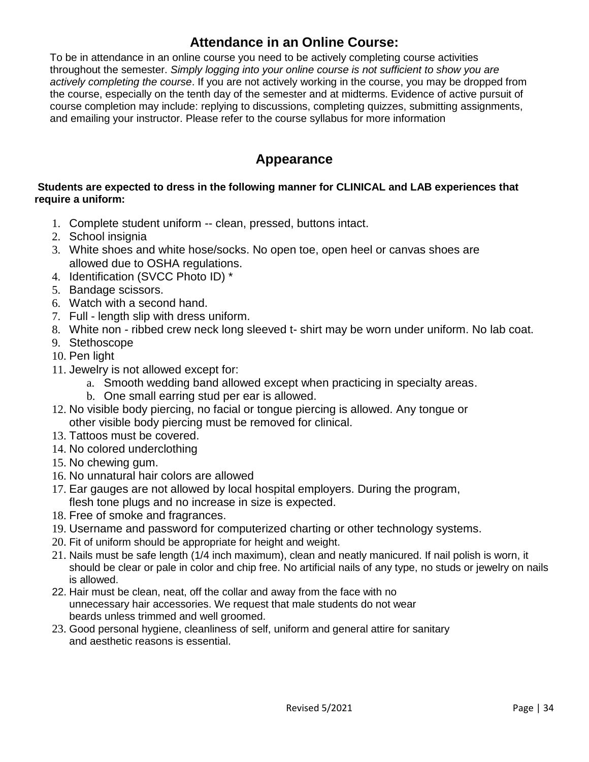## Attendance in an Online Course:

To be in attendance in an online course you need to be actively completing course activities throughout the semester. *Simply logging into your online course is not sufficient to show you are actively completing the course*. If you are not actively working in the course, you may be dropped from the course, especially on the tenth day of the semester and at midterms. Evidence of active pursuit of course completion may include: replying to discussions, completing quizzes, submitting assignments, and emailing your instructor. Please refer to the course syllabus for more information

## Appearance

**Students are expected to dress in the following manner for CLINICAL and LAB experiences that require a uniform:**

1. Complete student uniform -- clean, pressed, buttons intact.
2. School insignia
3. White shoes and white hose/socks. No open toe, open heel or canvas shoes are allowed due to OSHA regulations.
4. Identification (SVCC Photo ID) *
5. Bandage scissors.
6. Watch with a second hand.
7. Full - length slip with dress uniform.
8. White non - ribbed crew neck long sleeved t- shirt may be worn under uniform. No lab coat.
9. Stethoscope
10. Pen light
11. Jewelry is not allowed except for:
    a. Smooth wedding band allowed except when practicing in specialty areas.
    b. One small earring stud per ear is allowed.
12. No visible body piercing, no facial or tongue piercing is allowed. Any tongue or other visible body piercing must be removed for clinical.
13. Tattoos must be covered.
14. No colored underclothing
15. No chewing gum.
16. No unnatural hair colors are allowed
17. Ear gauges are not allowed by local hospital employers. During the program, flesh tone plugs and no increase in size is expected.
18. Free of smoke and fragrances.
19. Username and password for computerized charting or other technology systems.
20. Fit of uniform should be appropriate for height and weight.
21. Nails must be safe length (1/4 inch maximum), clean and neatly manicured. If nail polish is worn, it should be clear or pale in color and chip free. No artificial nails of any type, no studs or jewelry on nails is allowed.
22. Hair must be clean, neat, off the collar and away from the face with no unnecessary hair accessories. We request that male students do not wear beards unless trimmed and well groomed.
23. Good personal hygiene, cleanliness of self, uniform and general attire for sanitary and aesthetic reasons is essential.

Revised 5/2021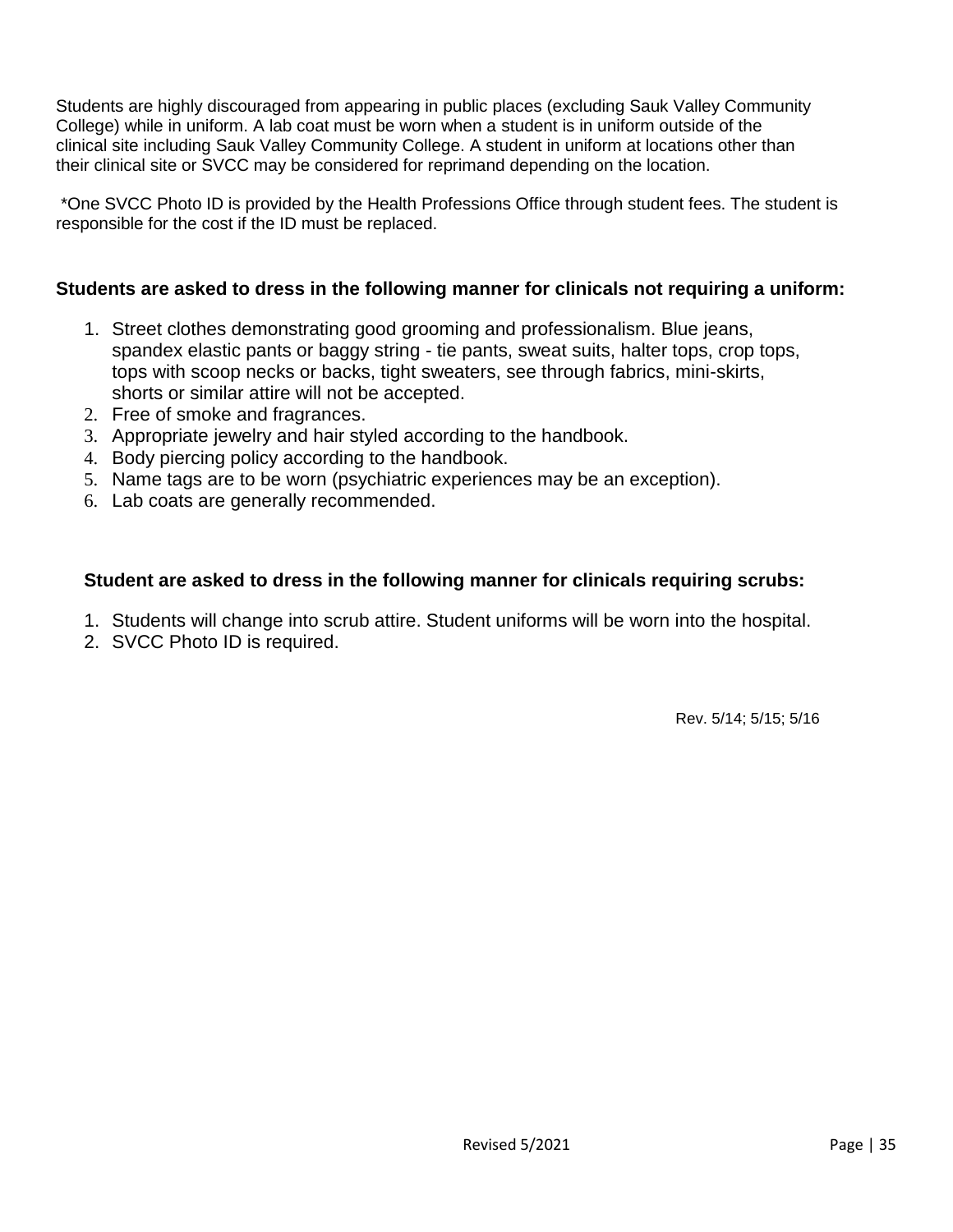Students are highly discouraged from appearing in public places (excluding Sauk Valley Community College) while in uniform. A lab coat must be worn when a student is in uniform outside of the clinical site including Sauk Valley Community College. A student in uniform at locations other than their clinical site or SVCC may be considered for reprimand depending on the location.

*One SVCC Photo ID is provided by the Health Professions Office through student fees. The student is responsible for the cost if the ID must be replaced.

**Students are asked to dress in the following manner for clinicals not requiring a uniform:**

1. Street clothes demonstrating good grooming and professionalism. Blue jeans, spandex elastic pants or baggy string - tie pants, sweat suits, halter tops, crop tops, tops with scoop necks or backs, tight sweaters, see through fabrics, mini-skirts, shorts or similar attire will not be accepted.
2. Free of smoke and fragrances.
3. Appropriate jewelry and hair styled according to the handbook.
4. Body piercing policy according to the handbook.
5. Name tags are to be worn (psychiatric experiences may be an exception).
6. Lab coats are generally recommended.

**Student are asked to dress in the following manner for clinicals requiring scrubs:**

1. Students will change into scrub attire. Student uniforms will be worn into the hospital.
2. SVCC Photo ID is required.

Rev. 5/14; 5/15; 5/16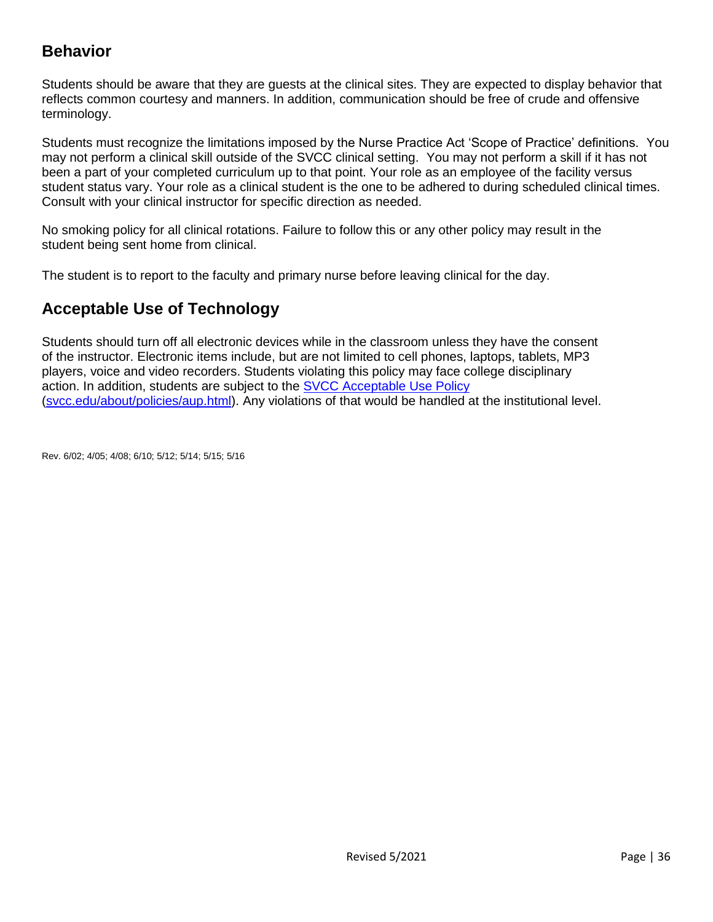## Behavior

Students should be aware that they are guests at the clinical sites. They are expected to display behavior that reflects common courtesy and manners. In addition, communication should be free of crude and offensive terminology.

Students must recognize the limitations imposed by the Nurse Practice Act 'Scope of Practice' definitions. You may not perform a clinical skill outside of the SVCC clinical setting. You may not perform a skill if it has not been a part of your completed curriculum up to that point. Your role as an employee of the facility versus student status vary. Your role as a clinical student is the one to be adhered to during scheduled clinical times. Consult with your clinical instructor for specific direction as needed.

No smoking policy for all clinical rotations. Failure to follow this or any other policy may result in the student being sent home from clinical.

The student is to report to the faculty and primary nurse before leaving clinical for the day.

## Acceptable Use of Technology

Students should turn off all electronic devices while in the classroom unless they have the consent of the instructor. Electronic items include, but are not limited to cell phones, laptops, tablets, MP3 players, voice and video recorders. Students violating this policy may face college disciplinary action. In addition, students are subject to the [SVCC Acceptable Use Policy](svcc.edu/about/policies/aup.html) ([svcc.edu/about/policies/aup.html](svcc.edu/about/policies/aup.html)). Any violations of that would be handled at the institutional level.

Rev. 6/02; 4/05; 4/08; 6/10; 5/12; 5/14; 5/15; 5/16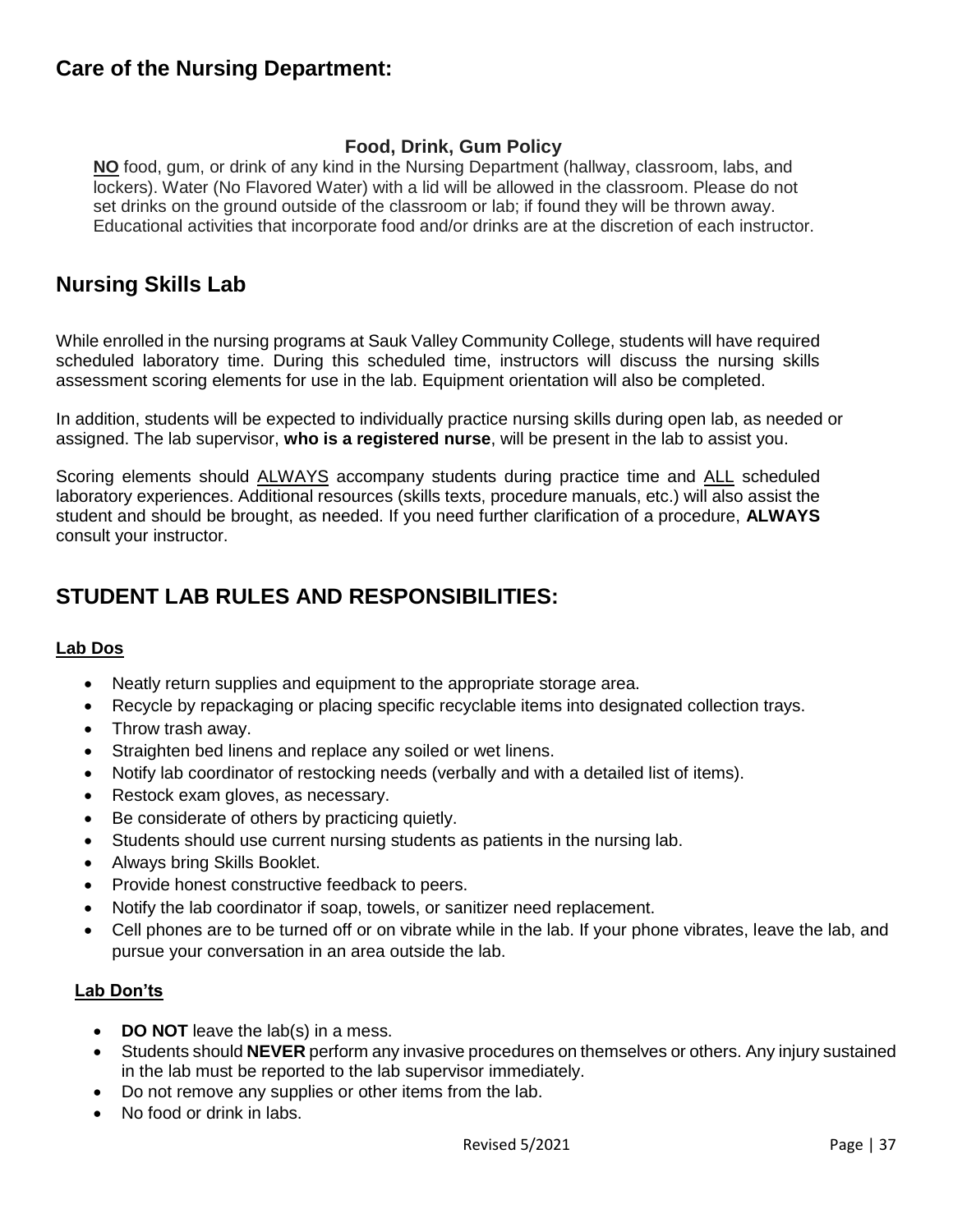## Care of the Nursing Department:

### Food, Drink, Gum Policy

**NO** food, gum, or drink of any kind in the Nursing Department (hallway, classroom, labs, and lockers). Water (No Flavored Water) with a lid will be allowed in the classroom. Please do not set drinks on the ground outside of the classroom or lab; if found they will be thrown away. Educational activities that incorporate food and/or drinks are at the discretion of each instructor.

## Nursing Skills Lab

While enrolled in the nursing programs at Sauk Valley Community College, students will have required scheduled laboratory time. During this scheduled time, instructors will discuss the nursing skills assessment scoring elements for use in the lab. Equipment orientation will also be completed.

In addition, students will be expected to individually practice nursing skills during open lab, as needed or assigned. The lab supervisor, **who is a registered nurse**, will be present in the lab to assist you.

Scoring elements should ALWAYS accompany students during practice time and ALL scheduled laboratory experiences. Additional resources (skills texts, procedure manuals, etc.) will also assist the student and should be brought, as needed. If you need further clarification of a procedure, **ALWAYS** consult your instructor.

## STUDENT LAB RULES AND RESPONSIBILITIES:

**Lab Dos**

- Neatly return supplies and equipment to the appropriate storage area.
- Recycle by repackaging or placing specific recyclable items into designated collection trays.
- Throw trash away.
- Straighten bed linens and replace any soiled or wet linens.
- Notify lab coordinator of restocking needs (verbally and with a detailed list of items).
- Restock exam gloves, as necessary.
- Be considerate of others by practicing quietly.
- Students should use current nursing students as patients in the nursing lab.
- Always bring Skills Booklet.
- Provide honest constructive feedback to peers.
- Notify the lab coordinator if soap, towels, or sanitizer need replacement.
- Cell phones are to be turned off or on vibrate while in the lab. If your phone vibrates, leave the lab, and pursue your conversation in an area outside the lab.

**Lab Don'ts**

- **DO NOT** leave the lab(s) in a mess.
- Students should **NEVER** perform any invasive procedures on themselves or others. Any injury sustained in the lab must be reported to the lab supervisor immediately.
- Do not remove any supplies or other items from the lab.
- No food or drink in labs.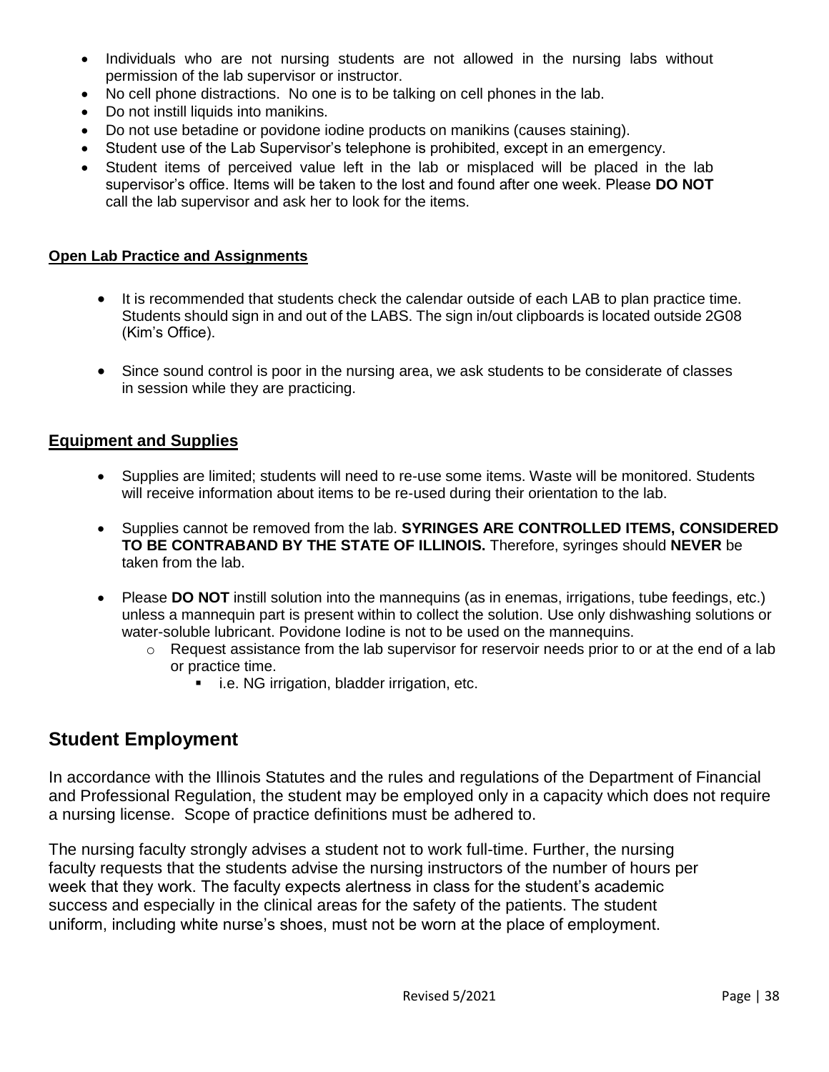- Individuals who are not nursing students are not allowed in the nursing labs without permission of the lab supervisor or instructor.
- No cell phone distractions. No one is to be talking on cell phones in the lab.
- Do not instill liquids into manikins.
- Do not use betadine or povidone iodine products on manikins (causes staining).
- Student use of the Lab Supervisor's telephone is prohibited, except in an emergency.
- Student items of perceived value left in the lab or misplaced will be placed in the lab supervisor's office. Items will be taken to the lost and found after one week. Please **DO NOT** call the lab supervisor and ask her to look for the items.

**Open Lab Practice and Assignments**

- It is recommended that students check the calendar outside of each LAB to plan practice time. Students should sign in and out of the LABS. The sign in/out clipboards is located outside 2G08 (Kim's Office).
- Since sound control is poor in the nursing area, we ask students to be considerate of classes in session while they are practicing.

**Equipment and Supplies**

- Supplies are limited; students will need to re-use some items. Waste will be monitored. Students will receive information about items to be re-used during their orientation to the lab.
- Supplies cannot be removed from the lab. **SYRINGES ARE CONTROLLED ITEMS, CONSIDERED TO BE CONTRABAND BY THE STATE OF ILLINOIS.** Therefore, syringes should **NEVER** be taken from the lab.
- Please **DO NOT** instill solution into the mannequins (as in enemas, irrigations, tube feedings, etc.) unless a mannequin part is present within to collect the solution. Use only dishwashing solutions or water-soluble lubricant. Povidone Iodine is not to be used on the mannequins.
    - Request assistance from the lab supervisor for reservoir needs prior to or at the end of a lab or practice time.
        - i.e. NG irrigation, bladder irrigation, etc.

## Student Employment

In accordance with the Illinois Statutes and the rules and regulations of the Department of Financial and Professional Regulation, the student may be employed only in a capacity which does not require a nursing license. Scope of practice definitions must be adhered to.

The nursing faculty strongly advises a student not to work full-time. Further, the nursing faculty requests that the students advise the nursing instructors of the number of hours per week that they work. The faculty expects alertness in class for the student's academic success and especially in the clinical areas for the safety of the patients. The student uniform, including white nurse's shoes, must not be worn at the place of employment.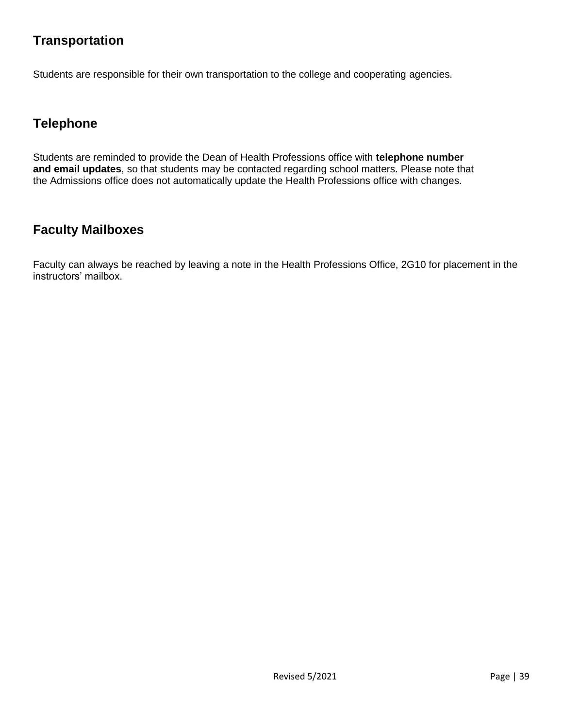## Transportation

Students are responsible for their own transportation to the college and cooperating agencies.

## Telephone

Students are reminded to provide the Dean of Health Professions office with **telephone number and email updates**, so that students may be contacted regarding school matters. Please note that the Admissions office does not automatically update the Health Professions office with changes.

## Faculty Mailboxes

Faculty can always be reached by leaving a note in the Health Professions Office, 2G10 for placement in the instructors' mailbox.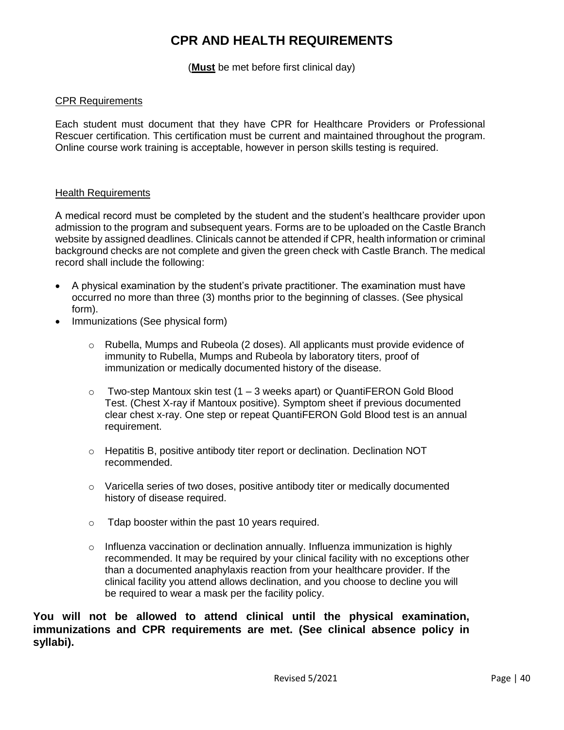# CPR AND HEALTH REQUIREMENTS

(**<u>Must</u>** be met before first clinical day)

<u>CPR Requirements</u>

Each student must document that they have CPR for Healthcare Providers or Professional Rescuer certification. This certification must be current and maintained throughout the program. Online course work training is acceptable, however in person skills testing is required.

<u>Health Requirements</u>

A medical record must be completed by the student and the student's healthcare provider upon admission to the program and subsequent years. Forms are to be uploaded on the Castle Branch website by assigned deadlines. Clinicals cannot be attended if CPR, health information or criminal background checks are not complete and given the green check with Castle Branch. The medical record shall include the following:

- A physical examination by the student's private practitioner. The examination must have occurred no more than three (3) months prior to the beginning of classes. (See physical form).
- Immunizations (See physical form)
  - Rubella, Mumps and Rubeola (2 doses). All applicants must provide evidence of immunity to Rubella, Mumps and Rubeola by laboratory titers, proof of immunization or medically documented history of the disease.
  - Two-step Mantoux skin test (1 – 3 weeks apart) or QuantiFERON Gold Blood Test. (Chest X-ray if Mantoux positive). Symptom sheet if previous documented clear chest x-ray. One step or repeat QuantiFERON Gold Blood test is an annual requirement.
  - Hepatitis B, positive antibody titer report or declination. Declination NOT recommended.
  - Varicella series of two doses, positive antibody titer or medically documented history of disease required.
  - Tdap booster within the past 10 years required.
  - Influenza vaccination or declination annually. Influenza immunization is highly recommended. It may be required by your clinical facility with no exceptions other than a documented anaphylaxis reaction from your healthcare provider. If the clinical facility you attend allows declination, and you choose to decline you will be required to wear a mask per the facility policy.

**You will not be allowed to attend clinical until the physical examination, immunizations and CPR requirements are met. (See clinical absence policy in syllabi).**

Revised 5/2021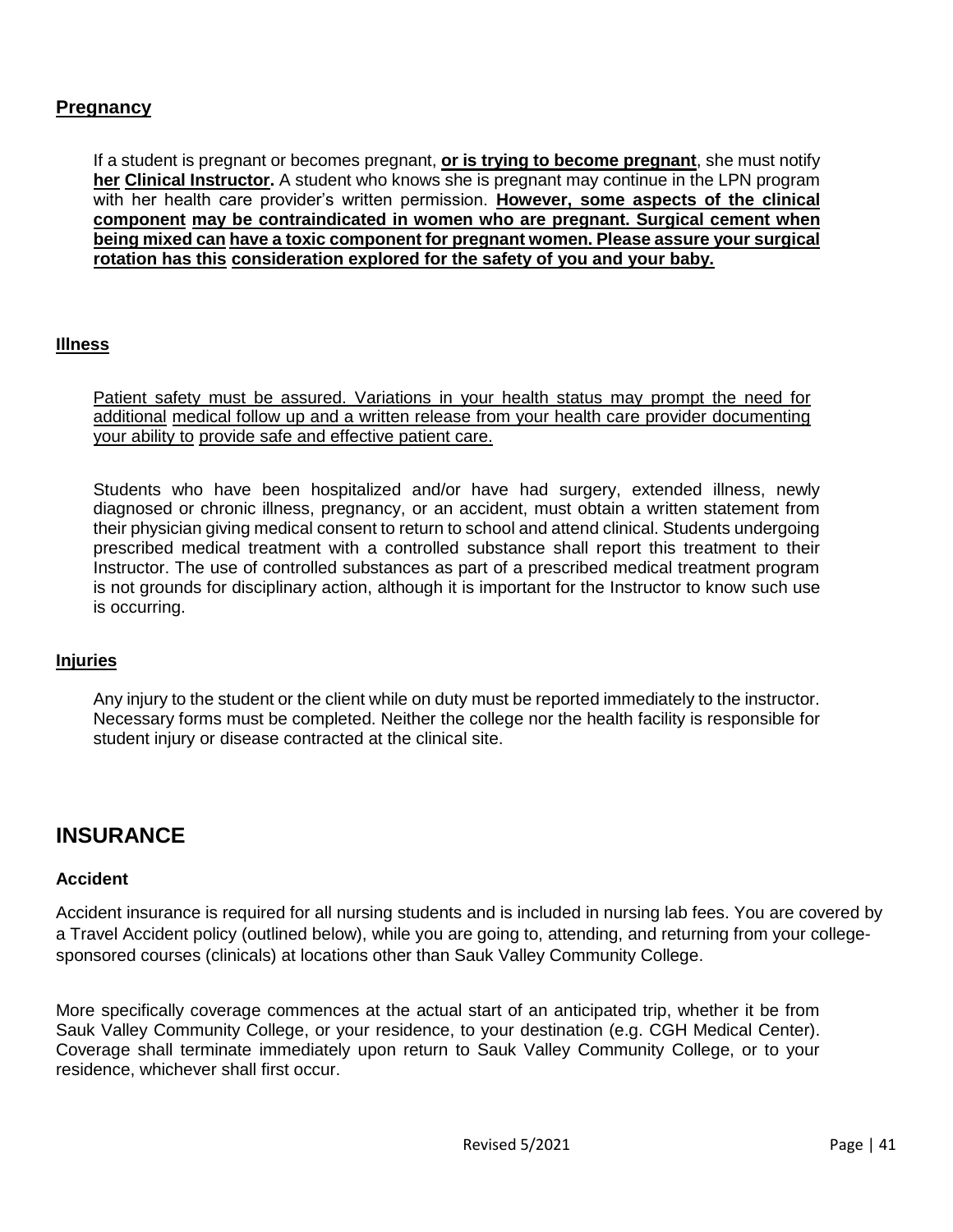## Pregnancy

If a student is pregnant or becomes pregnant, **or is trying to become pregnant**, she must notify **her Clinical Instructor.** A student who knows she is pregnant may continue in the LPN program with her health care provider's written permission. **However, some aspects of the clinical component may be contraindicated in women who are pregnant. Surgical cement when being mixed can have a toxic component for pregnant women. Please assure your surgical rotation has this consideration explored for the safety of you and your baby.**

## Illness

Patient safety must be assured. Variations in your health status may prompt the need for additional medical follow up and a written release from your health care provider documenting your ability to provide safe and effective patient care.

Students who have been hospitalized and/or have had surgery, extended illness, newly diagnosed or chronic illness, pregnancy, or an accident, must obtain a written statement from their physician giving medical consent to return to school and attend clinical. Students undergoing prescribed medical treatment with a controlled substance shall report this treatment to their Instructor. The use of controlled substances as part of a prescribed medical treatment program is not grounds for disciplinary action, although it is important for the Instructor to know such use is occurring.

## Injuries

Any injury to the student or the client while on duty must be reported immediately to the instructor. Necessary forms must be completed. Neither the college nor the health facility is responsible for student injury or disease contracted at the clinical site.

# INSURANCE

### Accident

Accident insurance is required for all nursing students and is included in nursing lab fees. You are covered by a Travel Accident policy (outlined below), while you are going to, attending, and returning from your college-sponsored courses (clinicals) at locations other than Sauk Valley Community College.

More specifically coverage commences at the actual start of an anticipated trip, whether it be from Sauk Valley Community College, or your residence, to your destination (e.g. CGH Medical Center). Coverage shall terminate immediately upon return to Sauk Valley Community College, or to your residence, whichever shall first occur.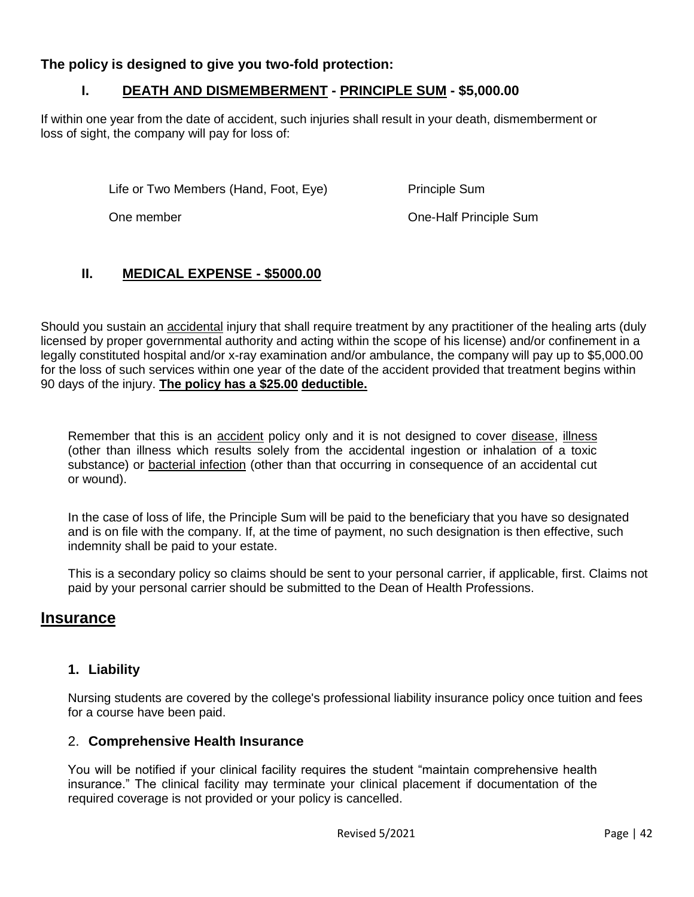**The policy is designed to give you two-fold protection:**

### I. DEATH AND DISMEMBERMENT - PRINCIPLE SUM - $5,000.00

If within one year from the date of accident, such injuries shall result in your death, dismemberment or loss of sight, the company will pay for loss of:

| | |
|---|---|
| Life or Two Members (Hand, Foot, Eye) | Principle Sum |
| One member | One-Half Principle Sum |

### II. MEDICAL EXPENSE - $5000.00

Should you sustain an accidental injury that shall require treatment by any practitioner of the healing arts (duly licensed by proper governmental authority and acting within the scope of his license) and/or confinement in a legally constituted hospital and/or x-ray examination and/or ambulance, the company will pay up to $5,000.00 for the loss of such services within one year of the date of the accident provided that treatment begins within 90 days of the injury. **The policy has a $25.00 deductible.**

Remember that this is an accident policy only and it is not designed to cover disease, illness (other than illness which results solely from the accidental ingestion or inhalation of a toxic substance) or bacterial infection (other than that occurring in consequence of an accidental cut or wound).

In the case of loss of life, the Principle Sum will be paid to the beneficiary that you have so designated and is on file with the company. If, at the time of payment, no such designation is then effective, such indemnity shall be paid to your estate.

This is a secondary policy so claims should be sent to your personal carrier, if applicable, first. Claims not paid by your personal carrier should be submitted to the Dean of Health Professions.

## Insurance

### 1. Liability

Nursing students are covered by the college's professional liability insurance policy once tuition and fees for a course have been paid.

### 2. Comprehensive Health Insurance

You will be notified if your clinical facility requires the student "maintain comprehensive health insurance." The clinical facility may terminate your clinical placement if documentation of the required coverage is not provided or your policy is cancelled.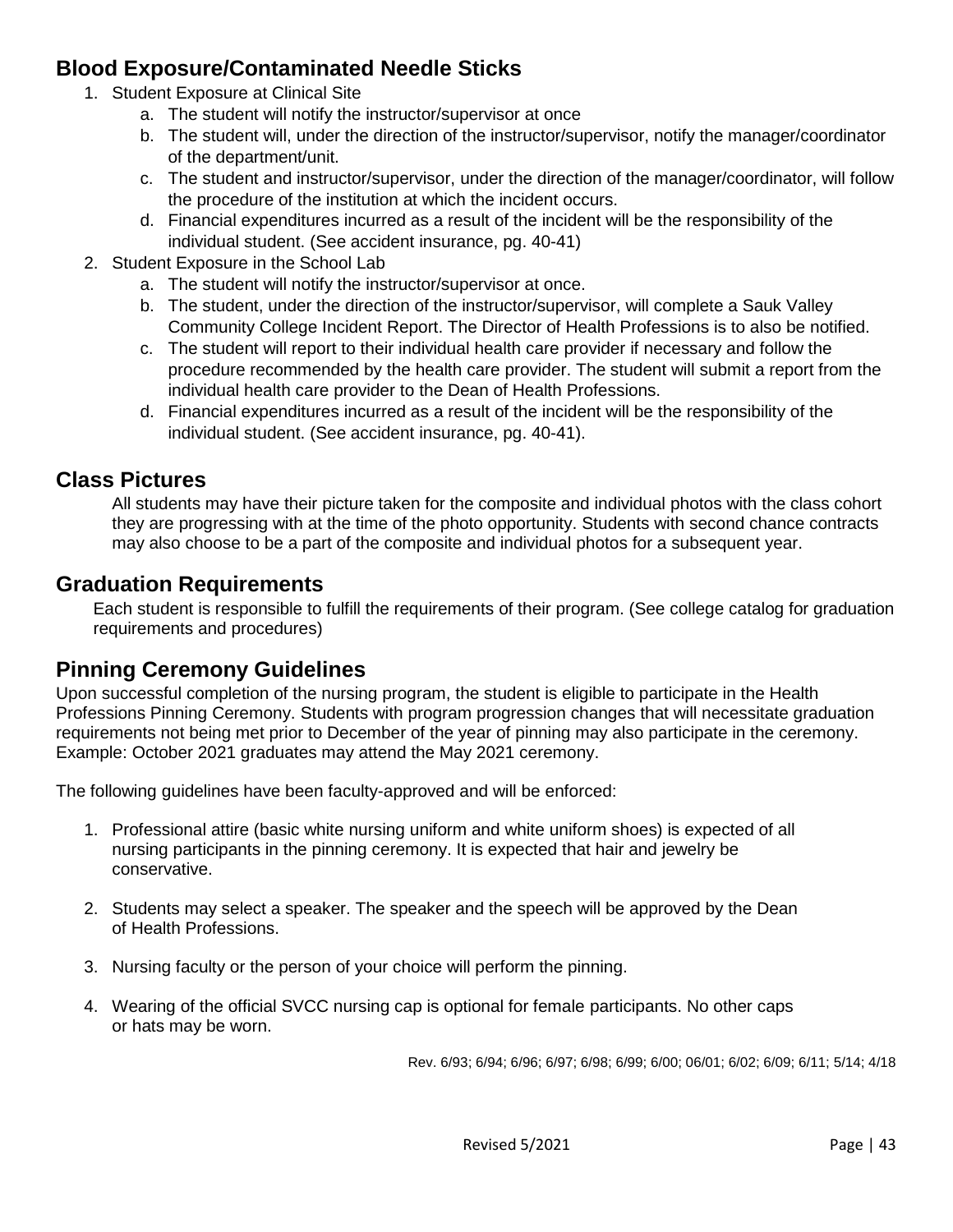## Blood Exposure/Contaminated Needle Sticks

1. Student Exposure at Clinical Site
   a. The student will notify the instructor/supervisor at once
   b. The student will, under the direction of the instructor/supervisor, notify the manager/coordinator of the department/unit.
   c. The student and instructor/supervisor, under the direction of the manager/coordinator, will follow the procedure of the institution at which the incident occurs.
   d. Financial expenditures incurred as a result of the incident will be the responsibility of the individual student. (See accident insurance, pg. 40-41)
2. Student Exposure in the School Lab
   a. The student will notify the instructor/supervisor at once.
   b. The student, under the direction of the instructor/supervisor, will complete a Sauk Valley Community College Incident Report. The Director of Health Professions is to also be notified.
   c. The student will report to their individual health care provider if necessary and follow the procedure recommended by the health care provider. The student will submit a report from the individual health care provider to the Dean of Health Professions.
   d. Financial expenditures incurred as a result of the incident will be the responsibility of the individual student. (See accident insurance, pg. 40-41).

## Class Pictures

All students may have their picture taken for the composite and individual photos with the class cohort they are progressing with at the time of the photo opportunity. Students with second chance contracts may also choose to be a part of the composite and individual photos for a subsequent year.

## Graduation Requirements

Each student is responsible to fulfill the requirements of their program. (See college catalog for graduation requirements and procedures)

## Pinning Ceremony Guidelines

Upon successful completion of the nursing program, the student is eligible to participate in the Health Professions Pinning Ceremony. Students with program progression changes that will necessitate graduation requirements not being met prior to December of the year of pinning may also participate in the ceremony. Example: October 2021 graduates may attend the May 2021 ceremony.

The following guidelines have been faculty-approved and will be enforced:

1. Professional attire (basic white nursing uniform and white uniform shoes) is expected of all nursing participants in the pinning ceremony. It is expected that hair and jewelry be conservative.

2. Students may select a speaker. The speaker and the speech will be approved by the Dean of Health Professions.

3. Nursing faculty or the person of your choice will perform the pinning.

4. Wearing of the official SVCC nursing cap is optional for female participants. No other caps or hats may be worn.

Rev. 6/93; 6/94; 6/96; 6/97; 6/98; 6/99; 6/00; 06/01; 6/02; 6/09; 6/11; 5/14; 4/18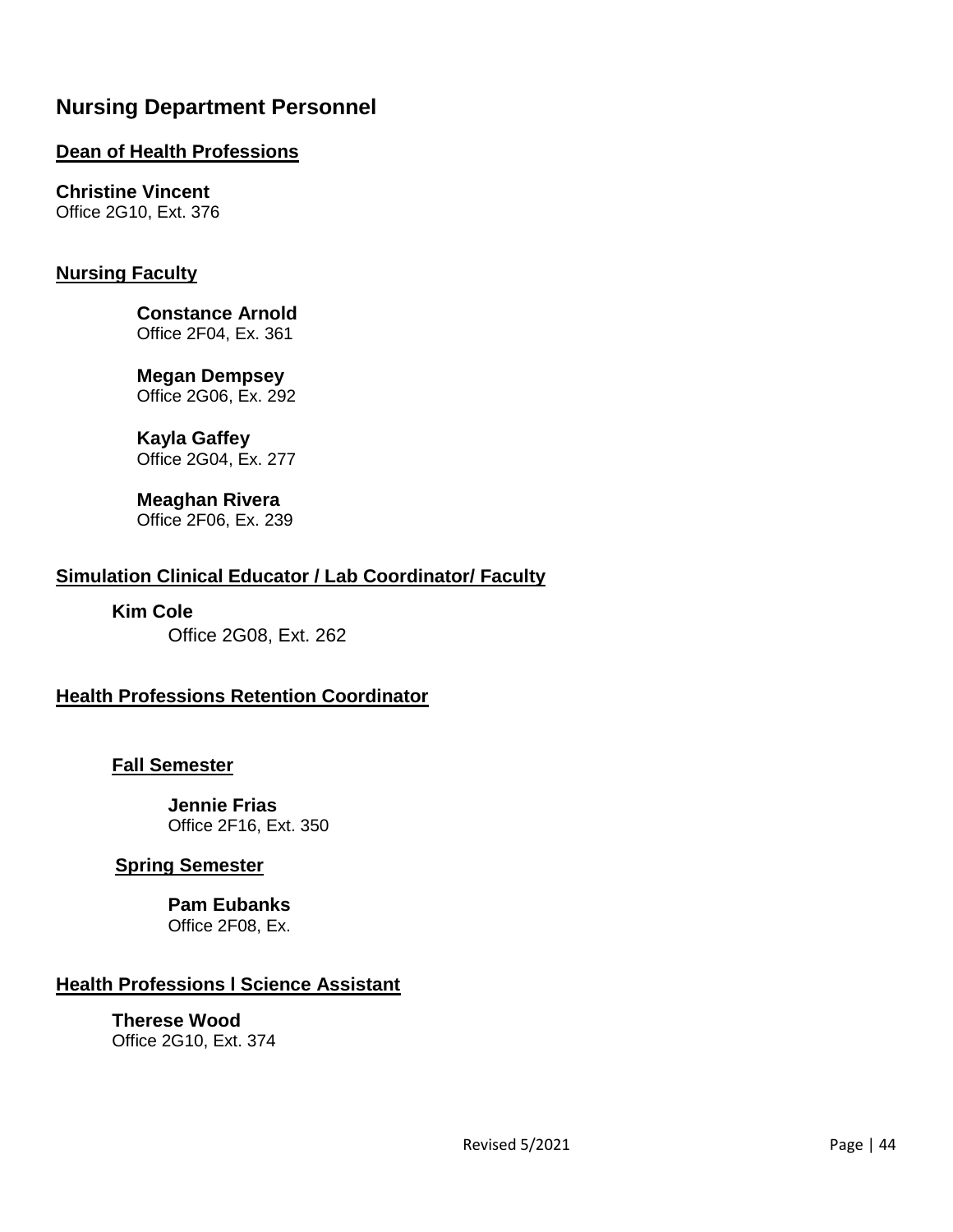# Nursing Department Personnel

## Dean of Health Professions

**Christine Vincent**
Office 2G10, Ext. 376

## Nursing Faculty

**Constance Arnold**
Office 2F04, Ex. 361

**Megan Dempsey**
Office 2G06, Ex. 292

**Kayla Gaffey**
Office 2G04, Ex. 277

**Meaghan Rivera**
Office 2F06, Ex. 239

## Simulation Clinical Educator / Lab Coordinator/ Faculty

**Kim Cole**
Office 2G08, Ext. 262

## Health Professions Retention Coordinator

### Fall Semester

**Jennie Frias**
Office 2F16, Ext. 350

### Spring Semester

**Pam Eubanks**
Office 2F08, Ex.

## Health Professions l Science Assistant

**Therese Wood**
Office 2G10, Ext. 374

Revised 5/2021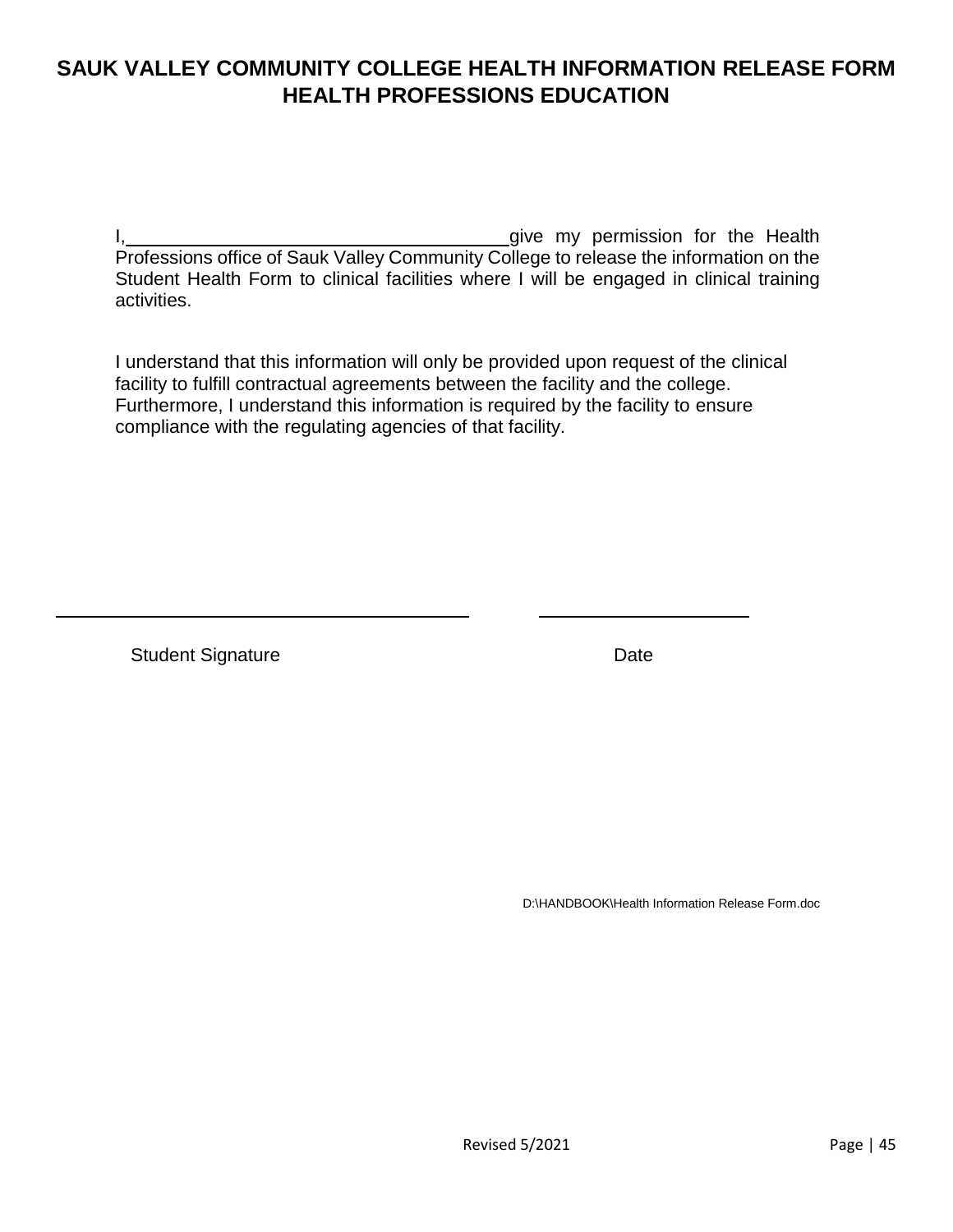# SAUK VALLEY COMMUNITY COLLEGE HEALTH INFORMATION RELEASE FORM
# HEALTH PROFESSIONS EDUCATION

I, ____________________________________ give my permission for the Health Professions office of Sauk Valley Community College to release the information on the Student Health Form to clinical facilities where I will be engaged in clinical training activities.

I understand that this information will only be provided upon request of the clinical facility to fulfill contractual agreements between the facility and the college. Furthermore, I understand this information is required by the facility to ensure compliance with the regulating agencies of that facility.

________________________________________ ____________________

Student Signature Date

D:\HANDBOOK\Health Information Release Form.doc

Revised 5/2021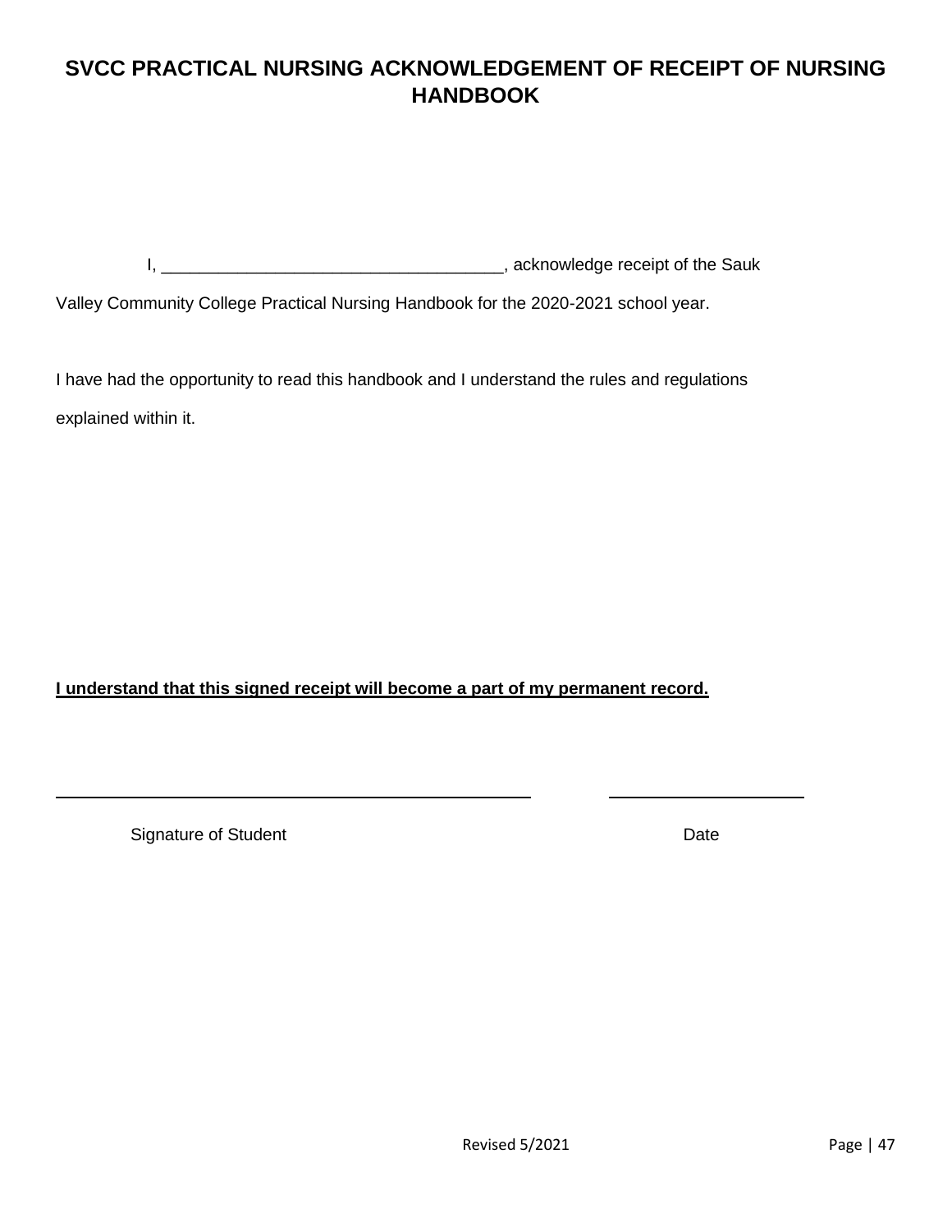# SVCC PRACTICAL NURSING ACKNOWLEDGEMENT OF RECEIPT OF NURSING HANDBOOK

I, ___________________________________, acknowledge receipt of the Sauk Valley Community College Practical Nursing Handbook for the 2020-2021 school year.

I have had the opportunity to read this handbook and I understand the rules and regulations explained within it.

**I understand that this signed receipt will become a part of my permanent record.**

_______________________________________________ ____________________

Signature of Student Date

Revised 5/2021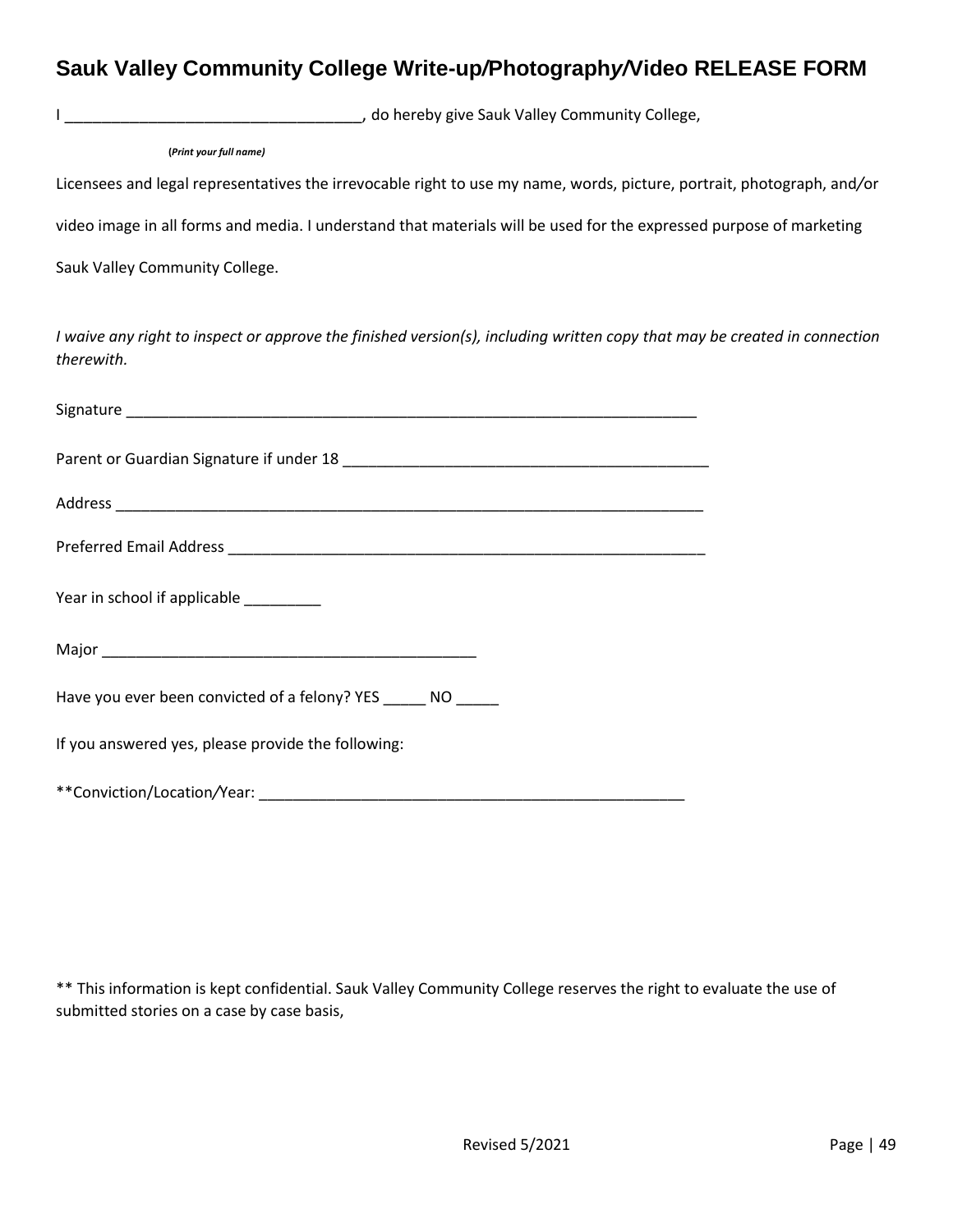## Sauk Valley Community College Write-up/Photography/Video RELEASE FORM

I __________________________________, do hereby give Sauk Valley Community College,

**(*Print your full name*)**

Licensees and legal representatives the irrevocable right to use my name, words, picture, portrait, photograph, and/or video image in all forms and media. I understand that materials will be used for the expressed purpose of marketing Sauk Valley Community College.

*I waive any right to inspect or approve the finished version(s), including written copy that may be created in connection therewith.*

Signature ______________________________________________________________________

Parent or Guardian Signature if under 18 ____________________________________________

Address ________________________________________________________________________

Preferred Email Address __________________________________________________________

Year in school if applicable _________

Major _____________________________________________

Have you ever been convicted of a felony? YES _____ NO _____

If you answered yes, please provide the following:

**Conviction/Location/Year: ____________________________________________________

** This information is kept confidential. Sauk Valley Community College reserves the right to evaluate the use of submitted stories on a case by case basis,

Revised 5/2021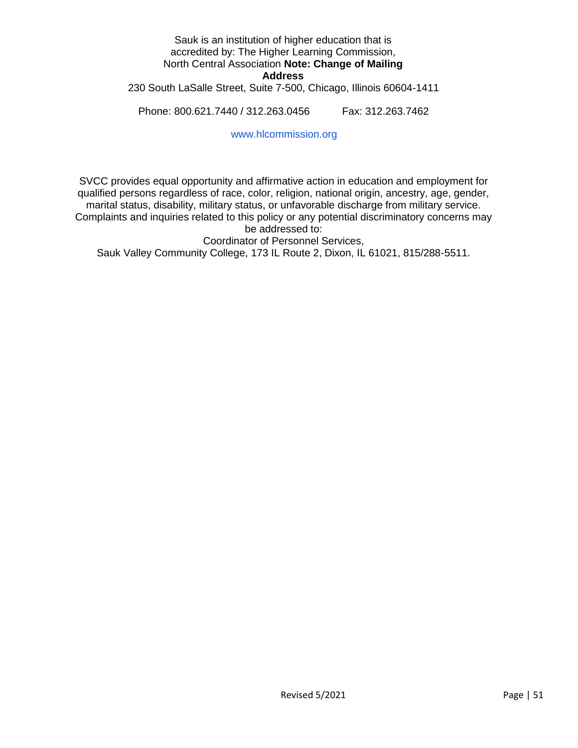Sauk is an institution of higher education that is accredited by: The Higher Learning Commission, North Central Association **Note: Change of Mailing Address**

230 South LaSalle Street, Suite 7-500, Chicago, Illinois 60604-1411

Phone: 800.621.7440 / 312.263.0456 Fax: 312.263.7462

www.hlcommission.org

SVCC provides equal opportunity and affirmative action in education and employment for qualified persons regardless of race, color, religion, national origin, ancestry, age, gender, marital status, disability, military status, or unfavorable discharge from military service. Complaints and inquiries related to this policy or any potential discriminatory concerns may be addressed to:

Coordinator of Personnel Services,

Sauk Valley Community College, 173 IL Route 2, Dixon, IL 61021, 815/288-5511.

Revised 5/2021